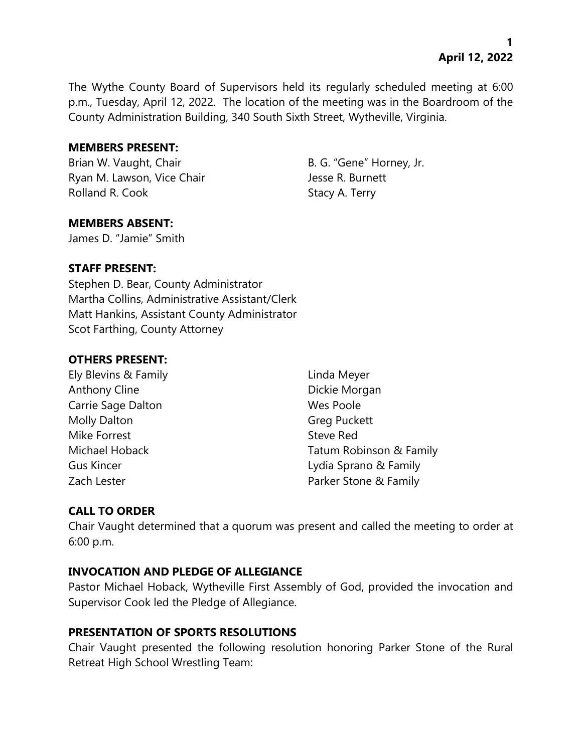The Wythe County Board of Supervisors held its regularly scheduled meeting at 6:00 p.m., Tuesday, April 12, 2022. The location of the meeting was in the Boardroom of the County Administration Building, 340 South Sixth Street, Wytheville, Virginia.

**MEMBERS PRESENT:**

Brian W. Vaught, Chair
Ryan M. Lawson, Vice Chair
Rolland R. Cook
B. G. "Gene" Horney, Jr.
Jesse R. Burnett
Stacy A. Terry

**MEMBERS ABSENT:**

James D. "Jamie" Smith

**STAFF PRESENT:**

Stephen D. Bear, County Administrator
Martha Collins, Administrative Assistant/Clerk
Matt Hankins, Assistant County Administrator
Scot Farthing, County Attorney

**OTHERS PRESENT:**

Ely Blevins & Family
Anthony Cline
Carrie Sage Dalton
Molly Dalton
Mike Forrest
Michael Hoback
Gus Kincer
Zach Lester
Linda Meyer
Dickie Morgan
Wes Poole
Greg Puckett
Steve Red
Tatum Robinson & Family
Lydia Sprano & Family
Parker Stone & Family

**CALL TO ORDER**

Chair Vaught determined that a quorum was present and called the meeting to order at 6:00 p.m.

**INVOCATION AND PLEDGE OF ALLEGIANCE**

Pastor Michael Hoback, Wytheville First Assembly of God, provided the invocation and Supervisor Cook led the Pledge of Allegiance.

**PRESENTATION OF SPORTS RESOLUTIONS**

Chair Vaught presented the following resolution honoring Parker Stone of the Rural Retreat High School Wrestling Team: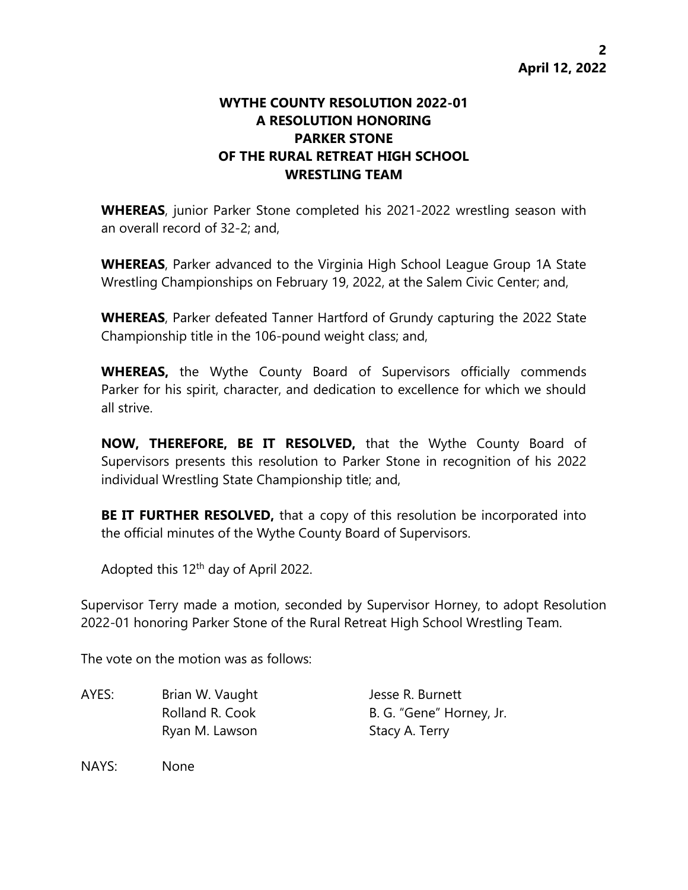## WYTHE COUNTY RESOLUTION 2022-01
## A RESOLUTION HONORING
## PARKER STONE
## OF THE RURAL RETREAT HIGH SCHOOL
## WRESTLING TEAM

**WHEREAS**, junior Parker Stone completed his 2021-2022 wrestling season with an overall record of 32-2; and,

**WHEREAS**, Parker advanced to the Virginia High School League Group 1A State Wrestling Championships on February 19, 2022, at the Salem Civic Center; and,

**WHEREAS**, Parker defeated Tanner Hartford of Grundy capturing the 2022 State Championship title in the 106-pound weight class; and,

**WHEREAS,** the Wythe County Board of Supervisors officially commends Parker for his spirit, character, and dedication to excellence for which we should all strive.

**NOW, THEREFORE, BE IT RESOLVED,** that the Wythe County Board of Supervisors presents this resolution to Parker Stone in recognition of his 2022 individual Wrestling State Championship title; and,

**BE IT FURTHER RESOLVED,** that a copy of this resolution be incorporated into the official minutes of the Wythe County Board of Supervisors.

Adopted this 12th day of April 2022.

Supervisor Terry made a motion, seconded by Supervisor Horney, to adopt Resolution 2022-01 honoring Parker Stone of the Rural Retreat High School Wrestling Team.

The vote on the motion was as follows:

AYES: Brian W. Vaught, Jesse R. Burnett, Rolland R. Cook, B. G. "Gene" Horney, Jr., Ryan M. Lawson, Stacy A. Terry

NAYS: None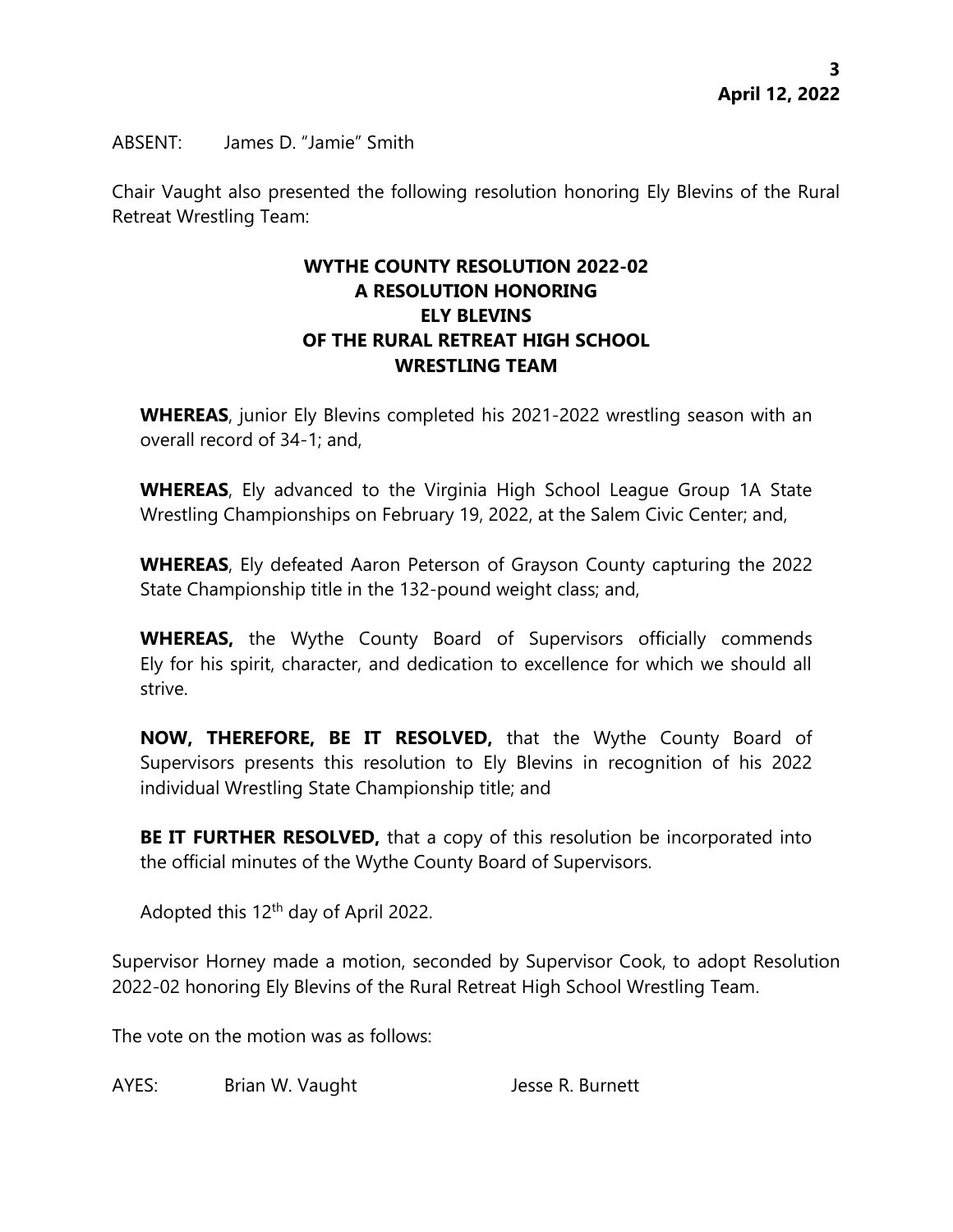ABSENT: James D. "Jamie" Smith

Chair Vaught also presented the following resolution honoring Ely Blevins of the Rural Retreat Wrestling Team:

**WYTHE COUNTY RESOLUTION 2022-02**
**A RESOLUTION HONORING**
**ELY BLEVINS**
**OF THE RURAL RETREAT HIGH SCHOOL**
**WRESTLING TEAM**

**WHEREAS**, junior Ely Blevins completed his 2021-2022 wrestling season with an overall record of 34-1; and,

**WHEREAS**, Ely advanced to the Virginia High School League Group 1A State Wrestling Championships on February 19, 2022, at the Salem Civic Center; and,

**WHEREAS**, Ely defeated Aaron Peterson of Grayson County capturing the 2022 State Championship title in the 132-pound weight class; and,

**WHEREAS,** the Wythe County Board of Supervisors officially commends Ely for his spirit, character, and dedication to excellence for which we should all strive.

**NOW, THEREFORE, BE IT RESOLVED,** that the Wythe County Board of Supervisors presents this resolution to Ely Blevins in recognition of his 2022 individual Wrestling State Championship title; and

**BE IT FURTHER RESOLVED,** that a copy of this resolution be incorporated into the official minutes of the Wythe County Board of Supervisors.

Adopted this 12th day of April 2022.

Supervisor Horney made a motion, seconded by Supervisor Cook, to adopt Resolution 2022-02 honoring Ely Blevins of the Rural Retreat High School Wrestling Team.

The vote on the motion was as follows:

AYES: Brian W. Vaught Jesse R. Burnett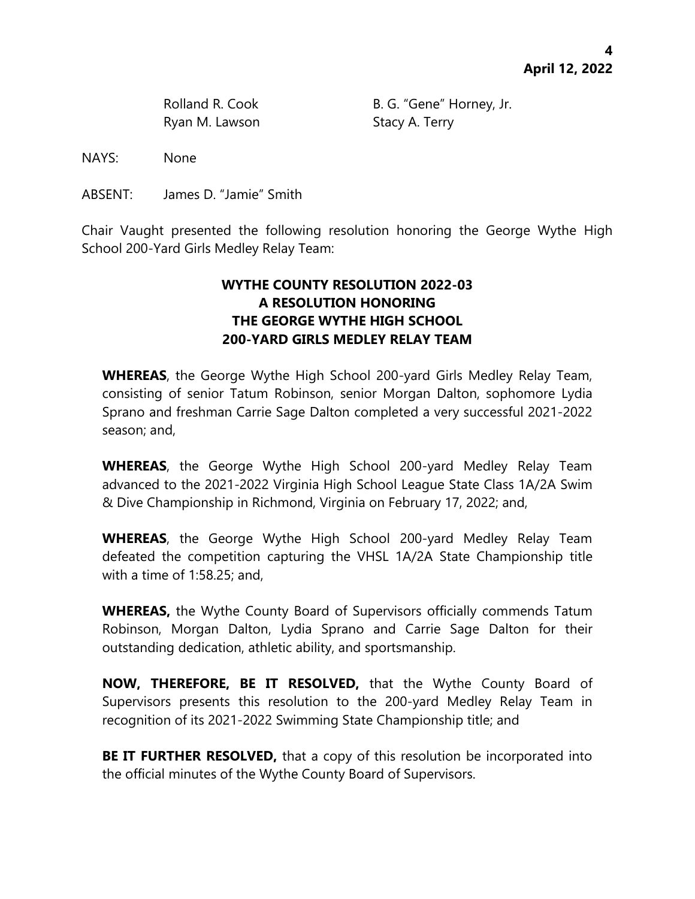Rolland R. Cook B. G. "Gene" Horney, Jr.
Ryan M. Lawson Stacy A. Terry

NAYS: None

ABSENT: James D. "Jamie" Smith

Chair Vaught presented the following resolution honoring the George Wythe High School 200-Yard Girls Medley Relay Team:

**WYTHE COUNTY RESOLUTION 2022-03**
**A RESOLUTION HONORING**
**THE GEORGE WYTHE HIGH SCHOOL**
**200-YARD GIRLS MEDLEY RELAY TEAM**

**WHEREAS**, the George Wythe High School 200-yard Girls Medley Relay Team, consisting of senior Tatum Robinson, senior Morgan Dalton, sophomore Lydia Sprano and freshman Carrie Sage Dalton completed a very successful 2021-2022 season; and,

**WHEREAS**, the George Wythe High School 200-yard Medley Relay Team advanced to the 2021-2022 Virginia High School League State Class 1A/2A Swim & Dive Championship in Richmond, Virginia on February 17, 2022; and,

**WHEREAS**, the George Wythe High School 200-yard Medley Relay Team defeated the competition capturing the VHSL 1A/2A State Championship title with a time of 1:58.25; and,

**WHEREAS,** the Wythe County Board of Supervisors officially commends Tatum Robinson, Morgan Dalton, Lydia Sprano and Carrie Sage Dalton for their outstanding dedication, athletic ability, and sportsmanship.

**NOW, THEREFORE, BE IT RESOLVED,** that the Wythe County Board of Supervisors presents this resolution to the 200-yard Medley Relay Team in recognition of its 2021-2022 Swimming State Championship title; and

**BE IT FURTHER RESOLVED,** that a copy of this resolution be incorporated into the official minutes of the Wythe County Board of Supervisors.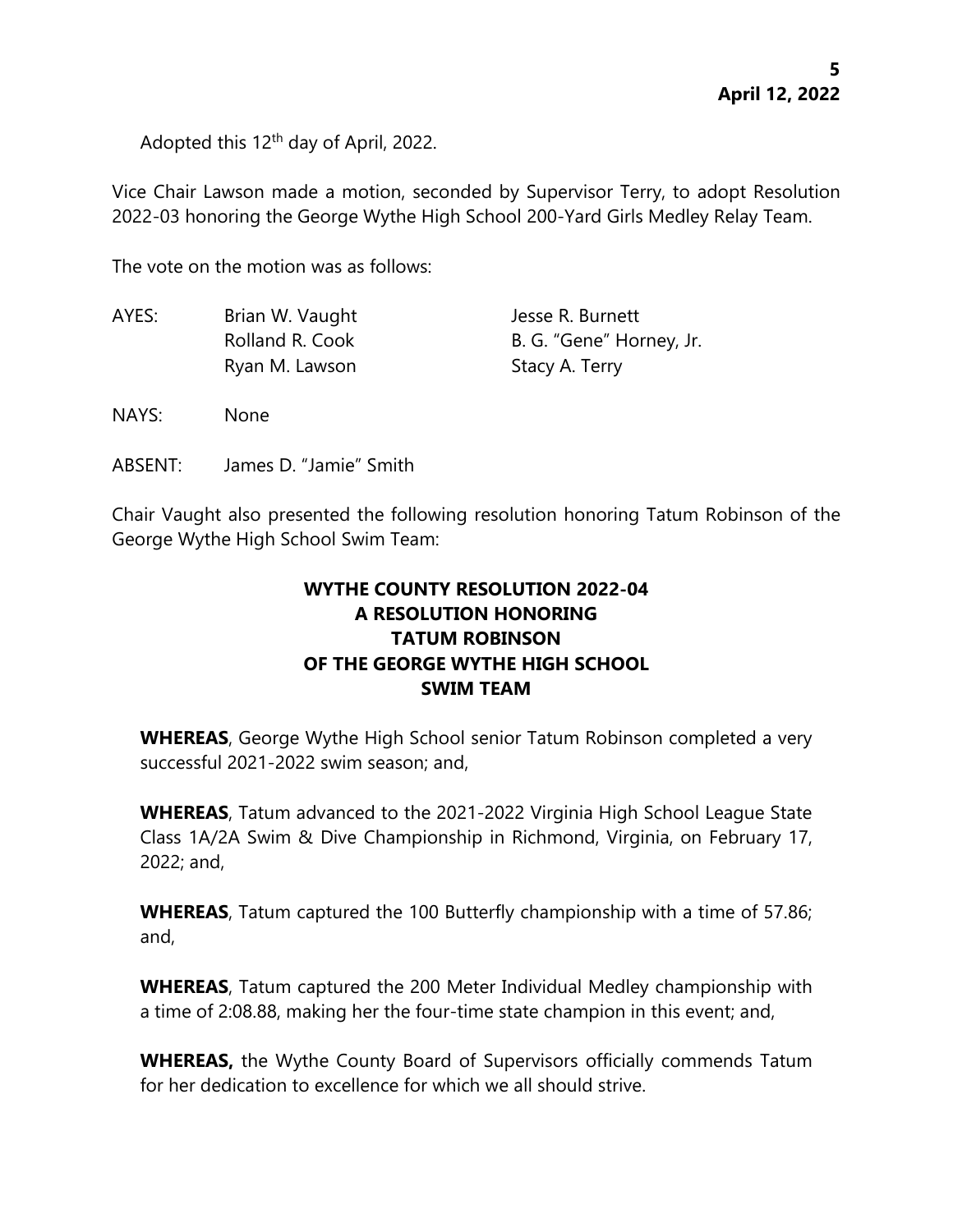Adopted this 12th day of April, 2022.

Vice Chair Lawson made a motion, seconded by Supervisor Terry, to adopt Resolution 2022-03 honoring the George Wythe High School 200-Yard Girls Medley Relay Team.

The vote on the motion was as follows:

| | | |
|---|---|---|
| AYES: | Brian W. Vaught | Jesse R. Burnett |
| | Rolland R. Cook | B. G. "Gene" Horney, Jr. |
| | Ryan M. Lawson | Stacy A. Terry |
| NAYS: | None | |
| ABSENT: | James D. "Jamie" Smith | |

Chair Vaught also presented the following resolution honoring Tatum Robinson of the George Wythe High School Swim Team:

**WYTHE COUNTY RESOLUTION 2022-04**
**A RESOLUTION HONORING**
**TATUM ROBINSON**
**OF THE GEORGE WYTHE HIGH SCHOOL**
**SWIM TEAM**

**WHEREAS**, George Wythe High School senior Tatum Robinson completed a very successful 2021-2022 swim season; and,

**WHEREAS**, Tatum advanced to the 2021-2022 Virginia High School League State Class 1A/2A Swim & Dive Championship in Richmond, Virginia, on February 17, 2022; and,

**WHEREAS**, Tatum captured the 100 Butterfly championship with a time of 57.86; and,

**WHEREAS**, Tatum captured the 200 Meter Individual Medley championship with a time of 2:08.88, making her the four-time state champion in this event; and,

**WHEREAS,** the Wythe County Board of Supervisors officially commends Tatum for her dedication to excellence for which we all should strive.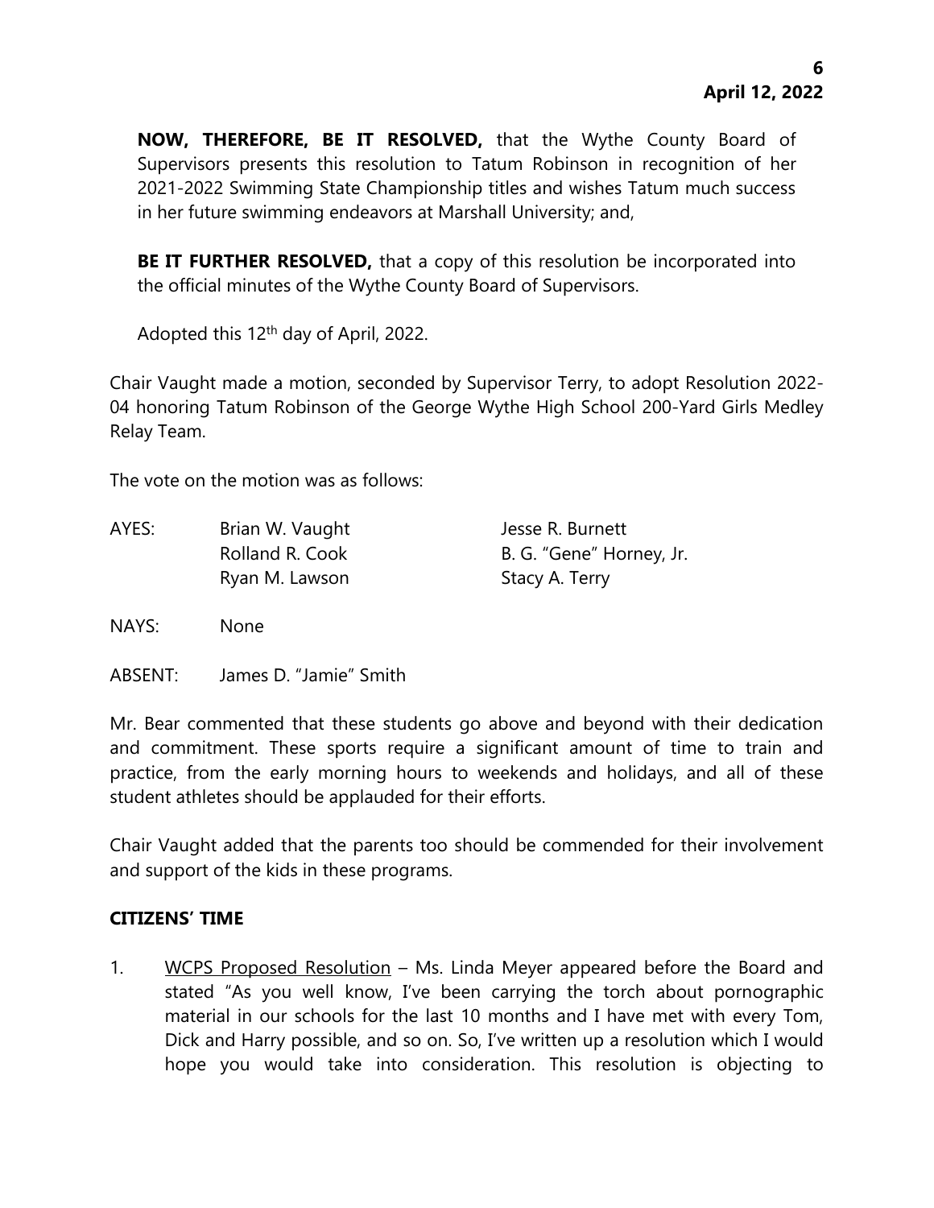**NOW, THEREFORE, BE IT RESOLVED,** that the Wythe County Board of Supervisors presents this resolution to Tatum Robinson in recognition of her 2021-2022 Swimming State Championship titles and wishes Tatum much success in her future swimming endeavors at Marshall University; and,

**BE IT FURTHER RESOLVED,** that a copy of this resolution be incorporated into the official minutes of the Wythe County Board of Supervisors.

Adopted this 12th day of April, 2022.

Chair Vaught made a motion, seconded by Supervisor Terry, to adopt Resolution 2022-04 honoring Tatum Robinson of the George Wythe High School 200-Yard Girls Medley Relay Team.

The vote on the motion was as follows:

| | | |
|---|---|---|
| AYES: | Brian W. Vaught | Jesse R. Burnett |
| | Rolland R. Cook | B. G. "Gene" Horney, Jr. |
| | Ryan M. Lawson | Stacy A. Terry |
| NAYS: | None | |
| ABSENT: | James D. "Jamie" Smith | |

Mr. Bear commented that these students go above and beyond with their dedication and commitment. These sports require a significant amount of time to train and practice, from the early morning hours to weekends and holidays, and all of these student athletes should be applauded for their efforts.

Chair Vaught added that the parents too should be commended for their involvement and support of the kids in these programs.

**CITIZENS' TIME**

1. WCPS Proposed Resolution – Ms. Linda Meyer appeared before the Board and stated "As you well know, I've been carrying the torch about pornographic material in our schools for the last 10 months and I have met with every Tom, Dick and Harry possible, and so on. So, I've written up a resolution which I would hope you would take into consideration. This resolution is objecting to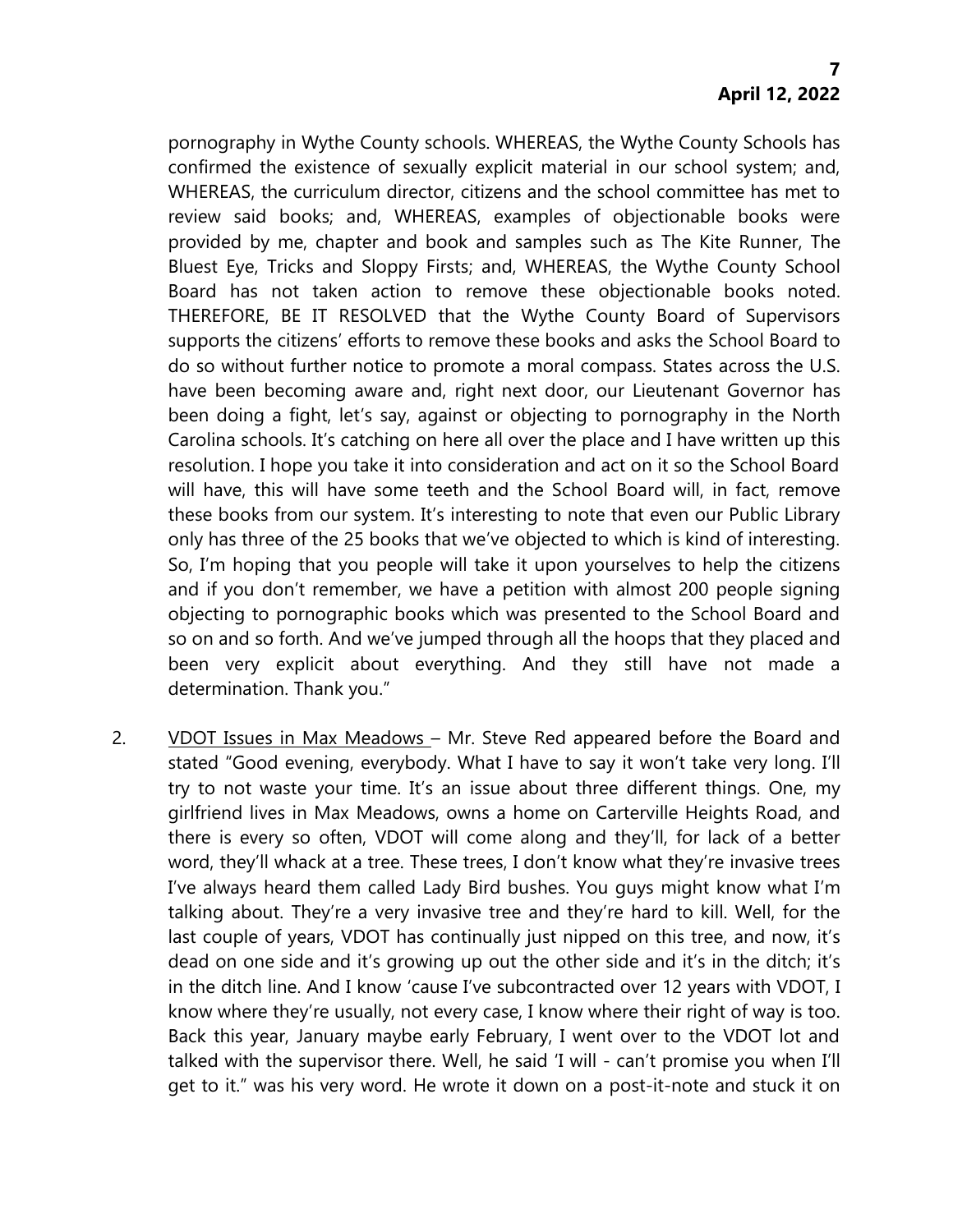pornography in Wythe County schools. WHEREAS, the Wythe County Schools has confirmed the existence of sexually explicit material in our school system; and, WHEREAS, the curriculum director, citizens and the school committee has met to review said books; and, WHEREAS, examples of objectionable books were provided by me, chapter and book and samples such as The Kite Runner, The Bluest Eye, Tricks and Sloppy Firsts; and, WHEREAS, the Wythe County School Board has not taken action to remove these objectionable books noted. THEREFORE, BE IT RESOLVED that the Wythe County Board of Supervisors supports the citizens' efforts to remove these books and asks the School Board to do so without further notice to promote a moral compass. States across the U.S. have been becoming aware and, right next door, our Lieutenant Governor has been doing a fight, let's say, against or objecting to pornography in the North Carolina schools. It's catching on here all over the place and I have written up this resolution. I hope you take it into consideration and act on it so the School Board will have, this will have some teeth and the School Board will, in fact, remove these books from our system. It's interesting to note that even our Public Library only has three of the 25 books that we've objected to which is kind of interesting. So, I'm hoping that you people will take it upon yourselves to help the citizens and if you don't remember, we have a petition with almost 200 people signing objecting to pornographic books which was presented to the School Board and so on and so forth. And we've jumped through all the hoops that they placed and been very explicit about everything. And they still have not made a determination. Thank you."

2. <u>VDOT Issues in Max Meadows</u> – Mr. Steve Red appeared before the Board and stated "Good evening, everybody. What I have to say it won't take very long. I'll try to not waste your time. It's an issue about three different things. One, my girlfriend lives in Max Meadows, owns a home on Carterville Heights Road, and there is every so often, VDOT will come along and they'll, for lack of a better word, they'll whack at a tree. These trees, I don't know what they're invasive trees I've always heard them called Lady Bird bushes. You guys might know what I'm talking about. They're a very invasive tree and they're hard to kill. Well, for the last couple of years, VDOT has continually just nipped on this tree, and now, it's dead on one side and it's growing up out the other side and it's in the ditch; it's in the ditch line. And I know 'cause I've subcontracted over 12 years with VDOT, I know where they're usually, not every case, I know where their right of way is too. Back this year, January maybe early February, I went over to the VDOT lot and talked with the supervisor there. Well, he said 'I will - can't promise you when I'll get to it." was his very word. He wrote it down on a post-it-note and stuck it on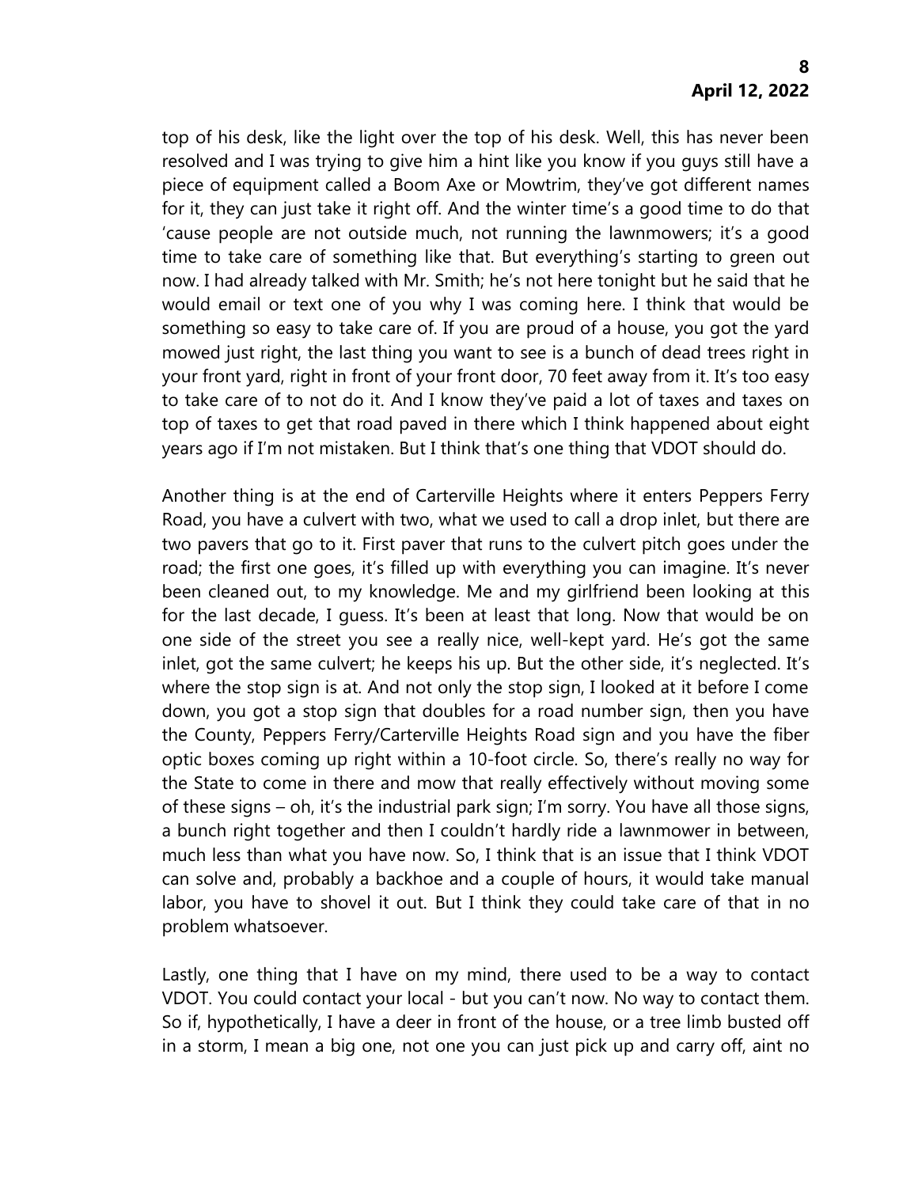top of his desk, like the light over the top of his desk. Well, this has never been resolved and I was trying to give him a hint like you know if you guys still have a piece of equipment called a Boom Axe or Mowtrim, they've got different names for it, they can just take it right off. And the winter time's a good time to do that 'cause people are not outside much, not running the lawnmowers; it's a good time to take care of something like that. But everything's starting to green out now. I had already talked with Mr. Smith; he's not here tonight but he said that he would email or text one of you why I was coming here. I think that would be something so easy to take care of. If you are proud of a house, you got the yard mowed just right, the last thing you want to see is a bunch of dead trees right in your front yard, right in front of your front door, 70 feet away from it. It's too easy to take care of to not do it. And I know they've paid a lot of taxes and taxes on top of taxes to get that road paved in there which I think happened about eight years ago if I'm not mistaken. But I think that's one thing that VDOT should do.

Another thing is at the end of Carterville Heights where it enters Peppers Ferry Road, you have a culvert with two, what we used to call a drop inlet, but there are two pavers that go to it. First paver that runs to the culvert pitch goes under the road; the first one goes, it's filled up with everything you can imagine. It's never been cleaned out, to my knowledge. Me and my girlfriend been looking at this for the last decade, I guess. It's been at least that long. Now that would be on one side of the street you see a really nice, well-kept yard. He's got the same inlet, got the same culvert; he keeps his up. But the other side, it's neglected. It's where the stop sign is at. And not only the stop sign, I looked at it before I come down, you got a stop sign that doubles for a road number sign, then you have the County, Peppers Ferry/Carterville Heights Road sign and you have the fiber optic boxes coming up right within a 10-foot circle. So, there's really no way for the State to come in there and mow that really effectively without moving some of these signs – oh, it's the industrial park sign; I'm sorry. You have all those signs, a bunch right together and then I couldn't hardly ride a lawnmower in between, much less than what you have now. So, I think that is an issue that I think VDOT can solve and, probably a backhoe and a couple of hours, it would take manual labor, you have to shovel it out. But I think they could take care of that in no problem whatsoever.

Lastly, one thing that I have on my mind, there used to be a way to contact VDOT. You could contact your local - but you can't now. No way to contact them. So if, hypothetically, I have a deer in front of the house, or a tree limb busted off in a storm, I mean a big one, not one you can just pick up and carry off, aint no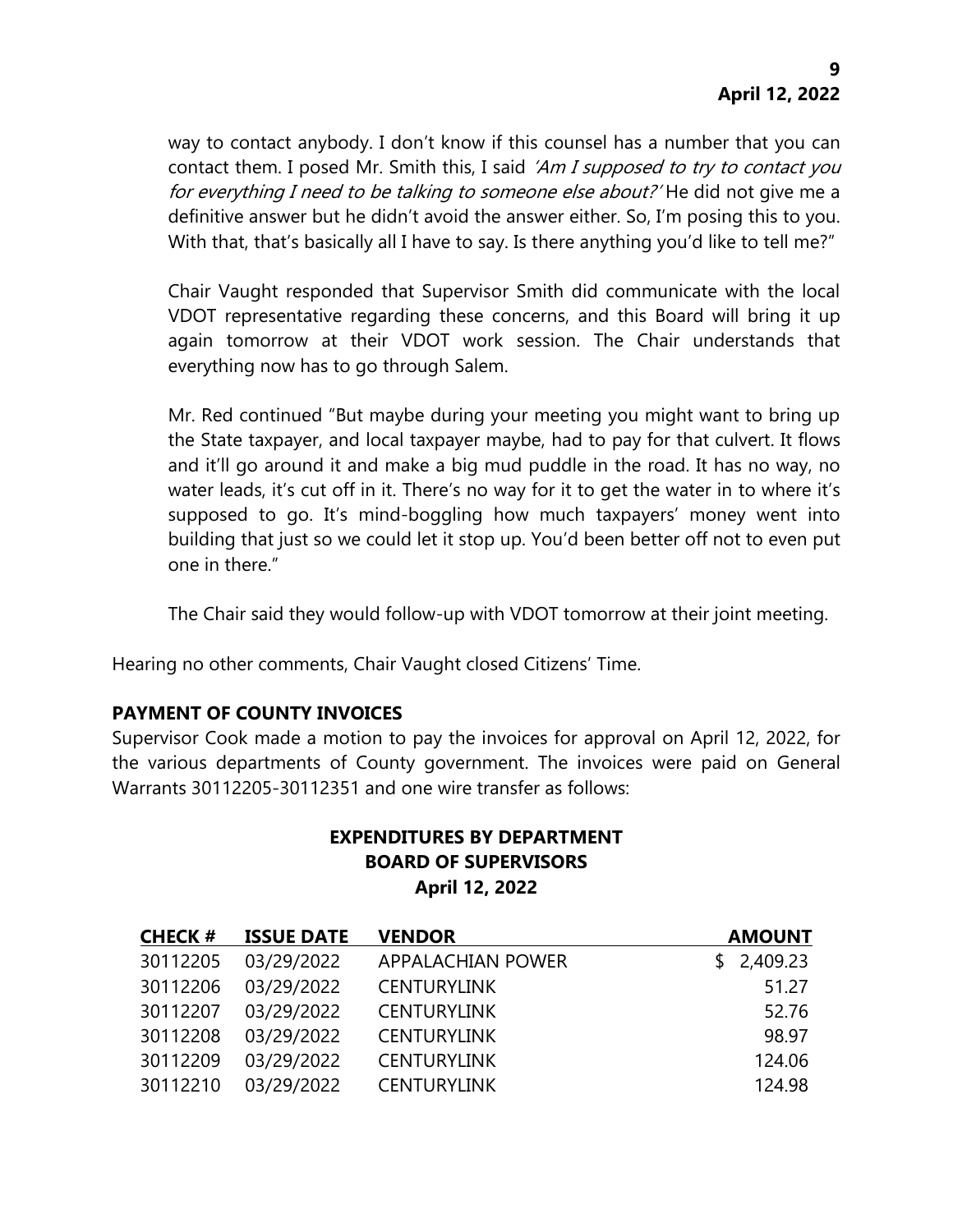way to contact anybody. I don't know if this counsel has a number that you can contact them. I posed Mr. Smith this, I said *'Am I supposed to try to contact you for everything I need to be talking to someone else about?'* He did not give me a definitive answer but he didn't avoid the answer either. So, I'm posing this to you. With that, that's basically all I have to say. Is there anything you'd like to tell me?"

Chair Vaught responded that Supervisor Smith did communicate with the local VDOT representative regarding these concerns, and this Board will bring it up again tomorrow at their VDOT work session. The Chair understands that everything now has to go through Salem.

Mr. Red continued "But maybe during your meeting you might want to bring up the State taxpayer, and local taxpayer maybe, had to pay for that culvert. It flows and it'll go around it and make a big mud puddle in the road. It has no way, no water leads, it's cut off in it. There's no way for it to get the water in to where it's supposed to go. It's mind-boggling how much taxpayers' money went into building that just so we could let it stop up. You'd been better off not to even put one in there."

The Chair said they would follow-up with VDOT tomorrow at their joint meeting.

Hearing no other comments, Chair Vaught closed Citizens' Time.

**PAYMENT OF COUNTY INVOICES**

Supervisor Cook made a motion to pay the invoices for approval on April 12, 2022, for the various departments of County government. The invoices were paid on General Warrants 30112205-30112351 and one wire transfer as follows:

**EXPENDITURES BY DEPARTMENT**
**BOARD OF SUPERVISORS**
**April 12, 2022**

| CHECK # | ISSUE DATE | VENDOR | AMOUNT |
|---|---|---|---|
| 30112205 | 03/29/2022 | APPALACHIAN POWER | $ 2,409.23 |
| 30112206 | 03/29/2022 | CENTURYLINK | 51.27 |
| 30112207 | 03/29/2022 | CENTURYLINK | 52.76 |
| 30112208 | 03/29/2022 | CENTURYLINK | 98.97 |
| 30112209 | 03/29/2022 | CENTURYLINK | 124.06 |
| 30112210 | 03/29/2022 | CENTURYLINK | 124.98 |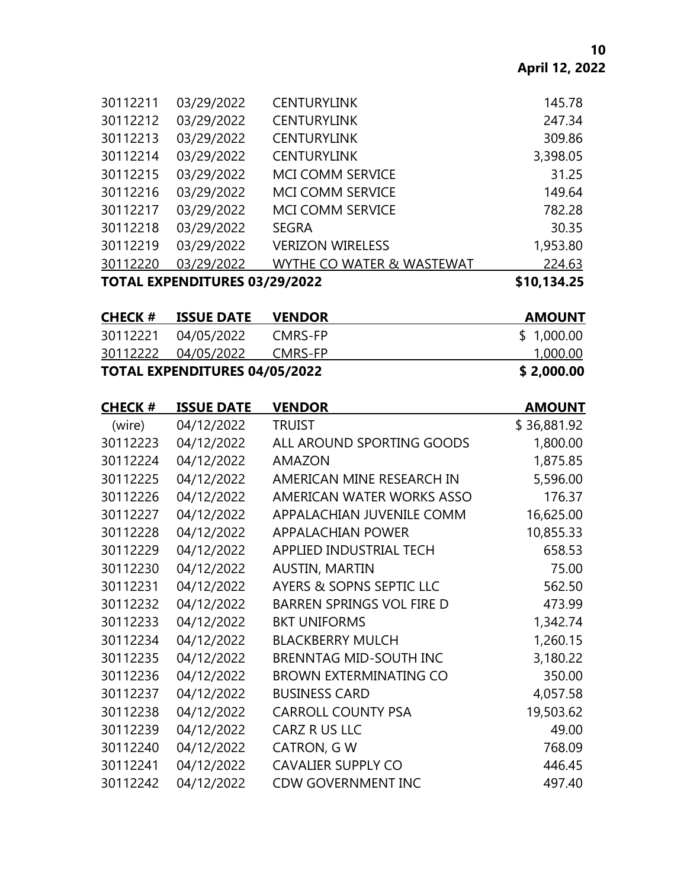| | | | |
|---|---|---|---|
| 30112211 | 03/29/2022 | CENTURYLINK | 145.78 |
| 30112212 | 03/29/2022 | CENTURYLINK | 247.34 |
| 30112213 | 03/29/2022 | CENTURYLINK | 309.86 |
| 30112214 | 03/29/2022 | CENTURYLINK | 3,398.05 |
| 30112215 | 03/29/2022 | MCI COMM SERVICE | 31.25 |
| 30112216 | 03/29/2022 | MCI COMM SERVICE | 149.64 |
| 30112217 | 03/29/2022 | MCI COMM SERVICE | 782.28 |
| 30112218 | 03/29/2022 | SEGRA | 30.35 |
| 30112219 | 03/29/2022 | VERIZON WIRELESS | 1,953.80 |
| 30112220 | 03/29/2022 | WYTHE CO WATER & WASTEWAT | 224.63 |
| **TOTAL EXPENDITURES 03/29/2022** | | | **$10,134.25** |

| CHECK # | ISSUE DATE | VENDOR | AMOUNT |
|---|---|---|---|
| 30112221 | 04/05/2022 | CMRS-FP | $ 1,000.00 |
| 30112222 | 04/05/2022 | CMRS-FP | 1,000.00 |
| **TOTAL EXPENDITURES 04/05/2022** | | | **$ 2,000.00** |

| CHECK # | ISSUE DATE | VENDOR | AMOUNT |
|---|---|---|---|
| (wire) | 04/12/2022 | TRUIST | $ 36,881.92 |
| 30112223 | 04/12/2022 | ALL AROUND SPORTING GOODS | 1,800.00 |
| 30112224 | 04/12/2022 | AMAZON | 1,875.85 |
| 30112225 | 04/12/2022 | AMERICAN MINE RESEARCH IN | 5,596.00 |
| 30112226 | 04/12/2022 | AMERICAN WATER WORKS ASSO | 176.37 |
| 30112227 | 04/12/2022 | APPALACHIAN JUVENILE COMM | 16,625.00 |
| 30112228 | 04/12/2022 | APPALACHIAN POWER | 10,855.33 |
| 30112229 | 04/12/2022 | APPLIED INDUSTRIAL TECH | 658.53 |
| 30112230 | 04/12/2022 | AUSTIN, MARTIN | 75.00 |
| 30112231 | 04/12/2022 | AYERS & SOPNS SEPTIC LLC | 562.50 |
| 30112232 | 04/12/2022 | BARREN SPRINGS VOL FIRE D | 473.99 |
| 30112233 | 04/12/2022 | BKT UNIFORMS | 1,342.74 |
| 30112234 | 04/12/2022 | BLACKBERRY MULCH | 1,260.15 |
| 30112235 | 04/12/2022 | BRENNTAG MID-SOUTH INC | 3,180.22 |
| 30112236 | 04/12/2022 | BROWN EXTERMINATING CO | 350.00 |
| 30112237 | 04/12/2022 | BUSINESS CARD | 4,057.58 |
| 30112238 | 04/12/2022 | CARROLL COUNTY PSA | 19,503.62 |
| 30112239 | 04/12/2022 | CARZ R US LLC | 49.00 |
| 30112240 | 04/12/2022 | CATRON, G W | 768.09 |
| 30112241 | 04/12/2022 | CAVALIER SUPPLY CO | 446.45 |
| 30112242 | 04/12/2022 | CDW GOVERNMENT INC | 497.40 |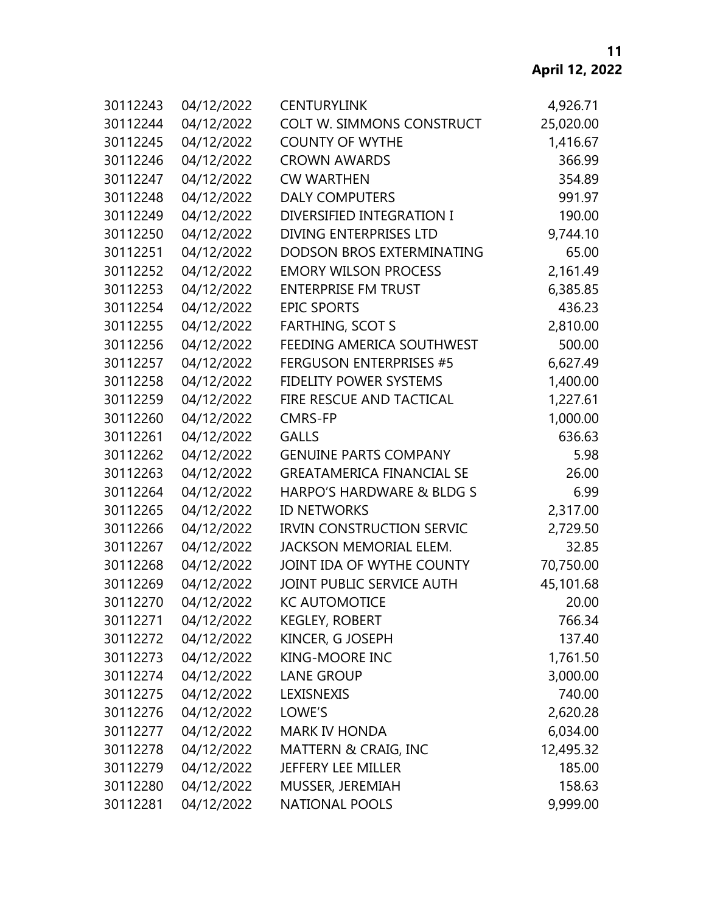| | | | |
|---|---|---|---|
| 30112243 | 04/12/2022 | CENTURYLINK | 4,926.71 |
| 30112244 | 04/12/2022 | COLT W. SIMMONS CONSTRUCT | 25,020.00 |
| 30112245 | 04/12/2022 | COUNTY OF WYTHE | 1,416.67 |
| 30112246 | 04/12/2022 | CROWN AWARDS | 366.99 |
| 30112247 | 04/12/2022 | CW WARTHEN | 354.89 |
| 30112248 | 04/12/2022 | DALY COMPUTERS | 991.97 |
| 30112249 | 04/12/2022 | DIVERSIFIED INTEGRATION I | 190.00 |
| 30112250 | 04/12/2022 | DIVING ENTERPRISES LTD | 9,744.10 |
| 30112251 | 04/12/2022 | DODSON BROS EXTERMINATING | 65.00 |
| 30112252 | 04/12/2022 | EMORY WILSON PROCESS | 2,161.49 |
| 30112253 | 04/12/2022 | ENTERPRISE FM TRUST | 6,385.85 |
| 30112254 | 04/12/2022 | EPIC SPORTS | 436.23 |
| 30112255 | 04/12/2022 | FARTHING, SCOT S | 2,810.00 |
| 30112256 | 04/12/2022 | FEEDING AMERICA SOUTHWEST | 500.00 |
| 30112257 | 04/12/2022 | FERGUSON ENTERPRISES #5 | 6,627.49 |
| 30112258 | 04/12/2022 | FIDELITY POWER SYSTEMS | 1,400.00 |
| 30112259 | 04/12/2022 | FIRE RESCUE AND TACTICAL | 1,227.61 |
| 30112260 | 04/12/2022 | CMRS-FP | 1,000.00 |
| 30112261 | 04/12/2022 | GALLS | 636.63 |
| 30112262 | 04/12/2022 | GENUINE PARTS COMPANY | 5.98 |
| 30112263 | 04/12/2022 | GREATAMERICA FINANCIAL SE | 26.00 |
| 30112264 | 04/12/2022 | HARPO'S HARDWARE & BLDG S | 6.99 |
| 30112265 | 04/12/2022 | ID NETWORKS | 2,317.00 |
| 30112266 | 04/12/2022 | IRVIN CONSTRUCTION SERVIC | 2,729.50 |
| 30112267 | 04/12/2022 | JACKSON MEMORIAL ELEM. | 32.85 |
| 30112268 | 04/12/2022 | JOINT IDA OF WYTHE COUNTY | 70,750.00 |
| 30112269 | 04/12/2022 | JOINT PUBLIC SERVICE AUTH | 45,101.68 |
| 30112270 | 04/12/2022 | KC AUTOMOTICE | 20.00 |
| 30112271 | 04/12/2022 | KEGLEY, ROBERT | 766.34 |
| 30112272 | 04/12/2022 | KINCER, G JOSEPH | 137.40 |
| 30112273 | 04/12/2022 | KING-MOORE INC | 1,761.50 |
| 30112274 | 04/12/2022 | LANE GROUP | 3,000.00 |
| 30112275 | 04/12/2022 | LEXISNEXIS | 740.00 |
| 30112276 | 04/12/2022 | LOWE'S | 2,620.28 |
| 30112277 | 04/12/2022 | MARK IV HONDA | 6,034.00 |
| 30112278 | 04/12/2022 | MATTERN & CRAIG, INC | 12,495.32 |
| 30112279 | 04/12/2022 | JEFFERY LEE MILLER | 185.00 |
| 30112280 | 04/12/2022 | MUSSER, JEREMIAH | 158.63 |
| 30112281 | 04/12/2022 | NATIONAL POOLS | 9,999.00 |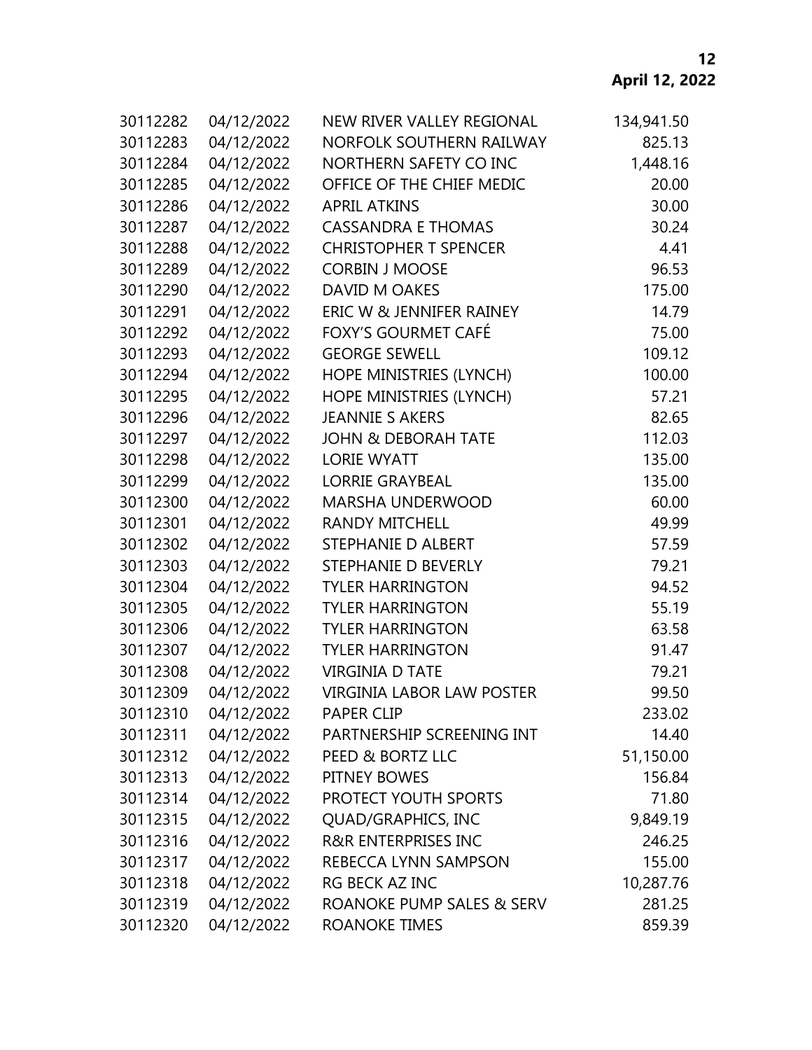| | | | |
|---|---|---|---|
| 30112282 | 04/12/2022 | NEW RIVER VALLEY REGIONAL | 134,941.50 |
| 30112283 | 04/12/2022 | NORFOLK SOUTHERN RAILWAY | 825.13 |
| 30112284 | 04/12/2022 | NORTHERN SAFETY CO INC | 1,448.16 |
| 30112285 | 04/12/2022 | OFFICE OF THE CHIEF MEDIC | 20.00 |
| 30112286 | 04/12/2022 | APRIL ATKINS | 30.00 |
| 30112287 | 04/12/2022 | CASSANDRA E THOMAS | 30.24 |
| 30112288 | 04/12/2022 | CHRISTOPHER T SPENCER | 4.41 |
| 30112289 | 04/12/2022 | CORBIN J MOOSE | 96.53 |
| 30112290 | 04/12/2022 | DAVID M OAKES | 175.00 |
| 30112291 | 04/12/2022 | ERIC W & JENNIFER RAINEY | 14.79 |
| 30112292 | 04/12/2022 | FOXY'S GOURMET CAFÉ | 75.00 |
| 30112293 | 04/12/2022 | GEORGE SEWELL | 109.12 |
| 30112294 | 04/12/2022 | HOPE MINISTRIES (LYNCH) | 100.00 |
| 30112295 | 04/12/2022 | HOPE MINISTRIES (LYNCH) | 57.21 |
| 30112296 | 04/12/2022 | JEANNIE S AKERS | 82.65 |
| 30112297 | 04/12/2022 | JOHN & DEBORAH TATE | 112.03 |
| 30112298 | 04/12/2022 | LORIE WYATT | 135.00 |
| 30112299 | 04/12/2022 | LORRIE GRAYBEAL | 135.00 |
| 30112300 | 04/12/2022 | MARSHA UNDERWOOD | 60.00 |
| 30112301 | 04/12/2022 | RANDY MITCHELL | 49.99 |
| 30112302 | 04/12/2022 | STEPHANIE D ALBERT | 57.59 |
| 30112303 | 04/12/2022 | STEPHANIE D BEVERLY | 79.21 |
| 30112304 | 04/12/2022 | TYLER HARRINGTON | 94.52 |
| 30112305 | 04/12/2022 | TYLER HARRINGTON | 55.19 |
| 30112306 | 04/12/2022 | TYLER HARRINGTON | 63.58 |
| 30112307 | 04/12/2022 | TYLER HARRINGTON | 91.47 |
| 30112308 | 04/12/2022 | VIRGINIA D TATE | 79.21 |
| 30112309 | 04/12/2022 | VIRGINIA LABOR LAW POSTER | 99.50 |
| 30112310 | 04/12/2022 | PAPER CLIP | 233.02 |
| 30112311 | 04/12/2022 | PARTNERSHIP SCREENING INT | 14.40 |
| 30112312 | 04/12/2022 | PEED & BORTZ LLC | 51,150.00 |
| 30112313 | 04/12/2022 | PITNEY BOWES | 156.84 |
| 30112314 | 04/12/2022 | PROTECT YOUTH SPORTS | 71.80 |
| 30112315 | 04/12/2022 | QUAD/GRAPHICS, INC | 9,849.19 |
| 30112316 | 04/12/2022 | R&R ENTERPRISES INC | 246.25 |
| 30112317 | 04/12/2022 | REBECCA LYNN SAMPSON | 155.00 |
| 30112318 | 04/12/2022 | RG BECK AZ INC | 10,287.76 |
| 30112319 | 04/12/2022 | ROANOKE PUMP SALES & SERV | 281.25 |
| 30112320 | 04/12/2022 | ROANOKE TIMES | 859.39 |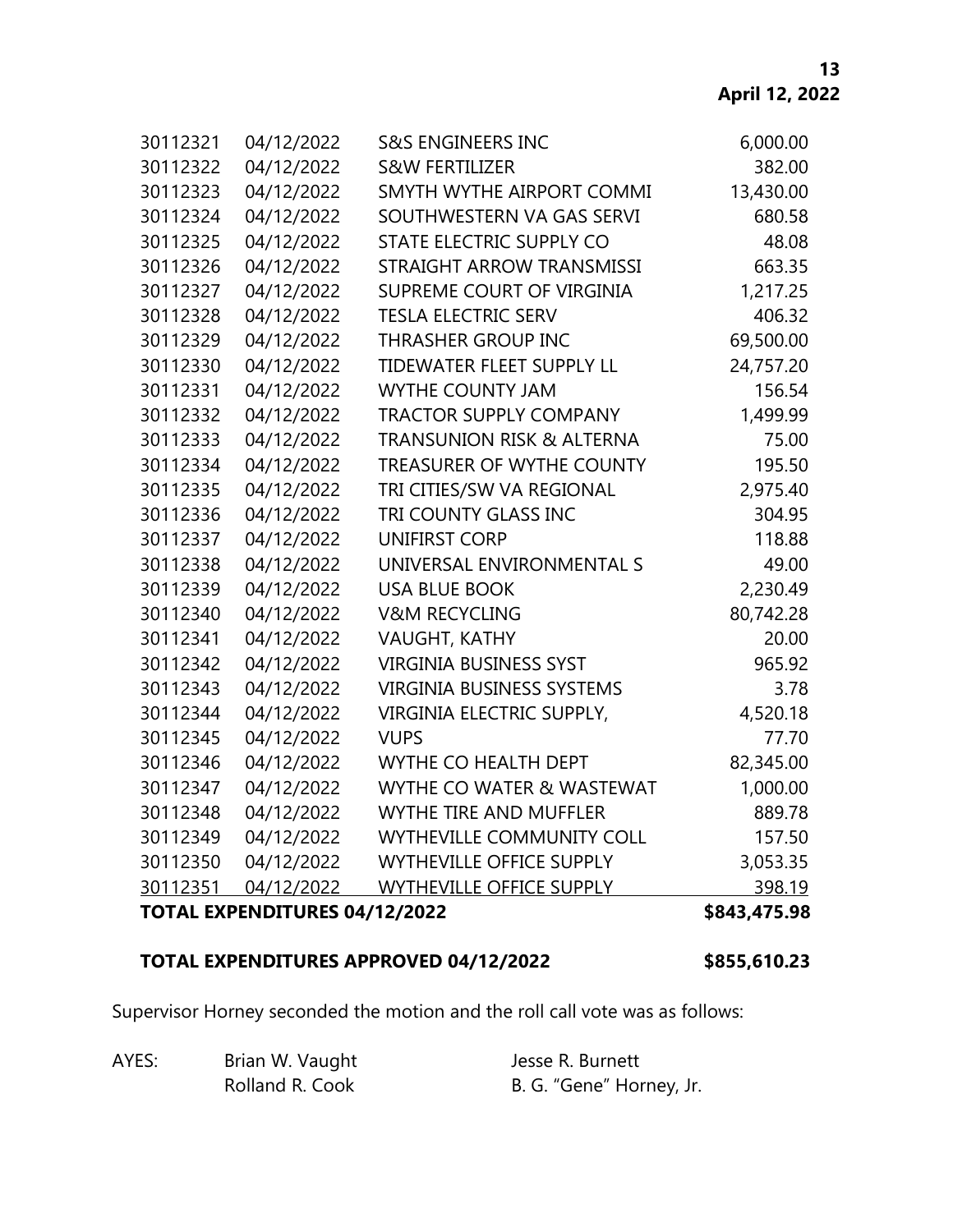| | | | |
|---|---|---|---|
| 30112321 | 04/12/2022 | S&S ENGINEERS INC | 6,000.00 |
| 30112322 | 04/12/2022 | S&W FERTILIZER | 382.00 |
| 30112323 | 04/12/2022 | SMYTH WYTHE AIRPORT COMMI | 13,430.00 |
| 30112324 | 04/12/2022 | SOUTHWESTERN VA GAS SERVI | 680.58 |
| 30112325 | 04/12/2022 | STATE ELECTRIC SUPPLY CO | 48.08 |
| 30112326 | 04/12/2022 | STRAIGHT ARROW TRANSMISSI | 663.35 |
| 30112327 | 04/12/2022 | SUPREME COURT OF VIRGINIA | 1,217.25 |
| 30112328 | 04/12/2022 | TESLA ELECTRIC SERV | 406.32 |
| 30112329 | 04/12/2022 | THRASHER GROUP INC | 69,500.00 |
| 30112330 | 04/12/2022 | TIDEWATER FLEET SUPPLY LL | 24,757.20 |
| 30112331 | 04/12/2022 | WYTHE COUNTY JAM | 156.54 |
| 30112332 | 04/12/2022 | TRACTOR SUPPLY COMPANY | 1,499.99 |
| 30112333 | 04/12/2022 | TRANSUNION RISK & ALTERNA | 75.00 |
| 30112334 | 04/12/2022 | TREASURER OF WYTHE COUNTY | 195.50 |
| 30112335 | 04/12/2022 | TRI CITIES/SW VA REGIONAL | 2,975.40 |
| 30112336 | 04/12/2022 | TRI COUNTY GLASS INC | 304.95 |
| 30112337 | 04/12/2022 | UNIFIRST CORP | 118.88 |
| 30112338 | 04/12/2022 | UNIVERSAL ENVIRONMENTAL S | 49.00 |
| 30112339 | 04/12/2022 | USA BLUE BOOK | 2,230.49 |
| 30112340 | 04/12/2022 | V&M RECYCLING | 80,742.28 |
| 30112341 | 04/12/2022 | VAUGHT, KATHY | 20.00 |
| 30112342 | 04/12/2022 | VIRGINIA BUSINESS SYST | 965.92 |
| 30112343 | 04/12/2022 | VIRGINIA BUSINESS SYSTEMS | 3.78 |
| 30112344 | 04/12/2022 | VIRGINIA ELECTRIC SUPPLY, | 4,520.18 |
| 30112345 | 04/12/2022 | VUPS | 77.70 |
| 30112346 | 04/12/2022 | WYTHE CO HEALTH DEPT | 82,345.00 |
| 30112347 | 04/12/2022 | WYTHE CO WATER & WASTEWAT | 1,000.00 |
| 30112348 | 04/12/2022 | WYTHE TIRE AND MUFFLER | 889.78 |
| 30112349 | 04/12/2022 | WYTHEVILLE COMMUNITY COLL | 157.50 |
| 30112350 | 04/12/2022 | WYTHEVILLE OFFICE SUPPLY | 3,053.35 |
| 30112351 | 04/12/2022 | WYTHEVILLE OFFICE SUPPLY | 398.19 |
| **TOTAL EXPENDITURES 04/12/2022** | | | **$843,475.98** |

**TOTAL EXPENDITURES APPROVED 04/12/2022 $855,610.23**

Supervisor Horney seconded the motion and the roll call vote was as follows:

AYES: Brian W. Vaught, Jesse R. Burnett, Rolland R. Cook, B. G. "Gene" Horney, Jr.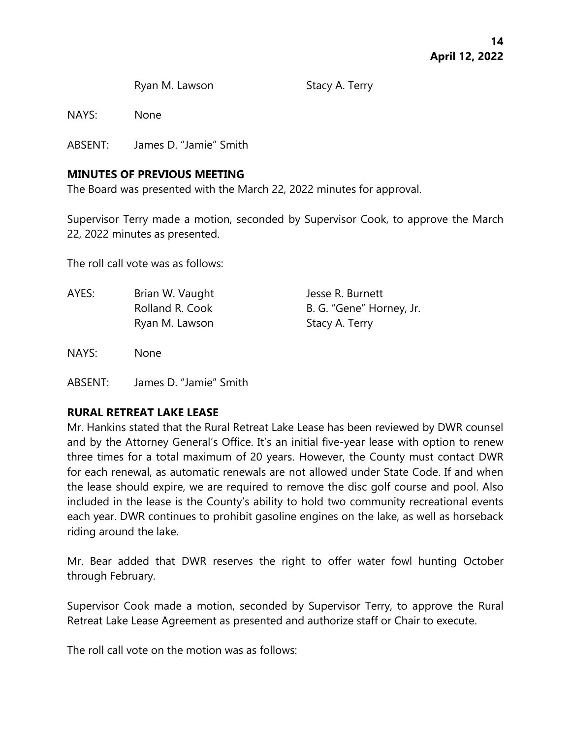| | | |
|---|---|---|
| | Ryan M. Lawson | Stacy A. Terry |
| NAYS: | None | |
| ABSENT: | James D. "Jamie" Smith | |

**MINUTES OF PREVIOUS MEETING**

The Board was presented with the March 22, 2022 minutes for approval.

Supervisor Terry made a motion, seconded by Supervisor Cook, to approve the March 22, 2022 minutes as presented.

The roll call vote was as follows:

| | | |
|---|---|---|
| AYES: | Brian W. Vaught | Jesse R. Burnett |
| | Rolland R. Cook | B. G. "Gene" Horney, Jr. |
| | Ryan M. Lawson | Stacy A. Terry |
| NAYS: | None | |
| ABSENT: | James D. "Jamie" Smith | |

**RURAL RETREAT LAKE LEASE**

Mr. Hankins stated that the Rural Retreat Lake Lease has been reviewed by DWR counsel and by the Attorney General's Office. It's an initial five-year lease with option to renew three times for a total maximum of 20 years. However, the County must contact DWR for each renewal, as automatic renewals are not allowed under State Code. If and when the lease should expire, we are required to remove the disc golf course and pool. Also included in the lease is the County's ability to hold two community recreational events each year. DWR continues to prohibit gasoline engines on the lake, as well as horseback riding around the lake.

Mr. Bear added that DWR reserves the right to offer water fowl hunting October through February.

Supervisor Cook made a motion, seconded by Supervisor Terry, to approve the Rural Retreat Lake Lease Agreement as presented and authorize staff or Chair to execute.

The roll call vote on the motion was as follows: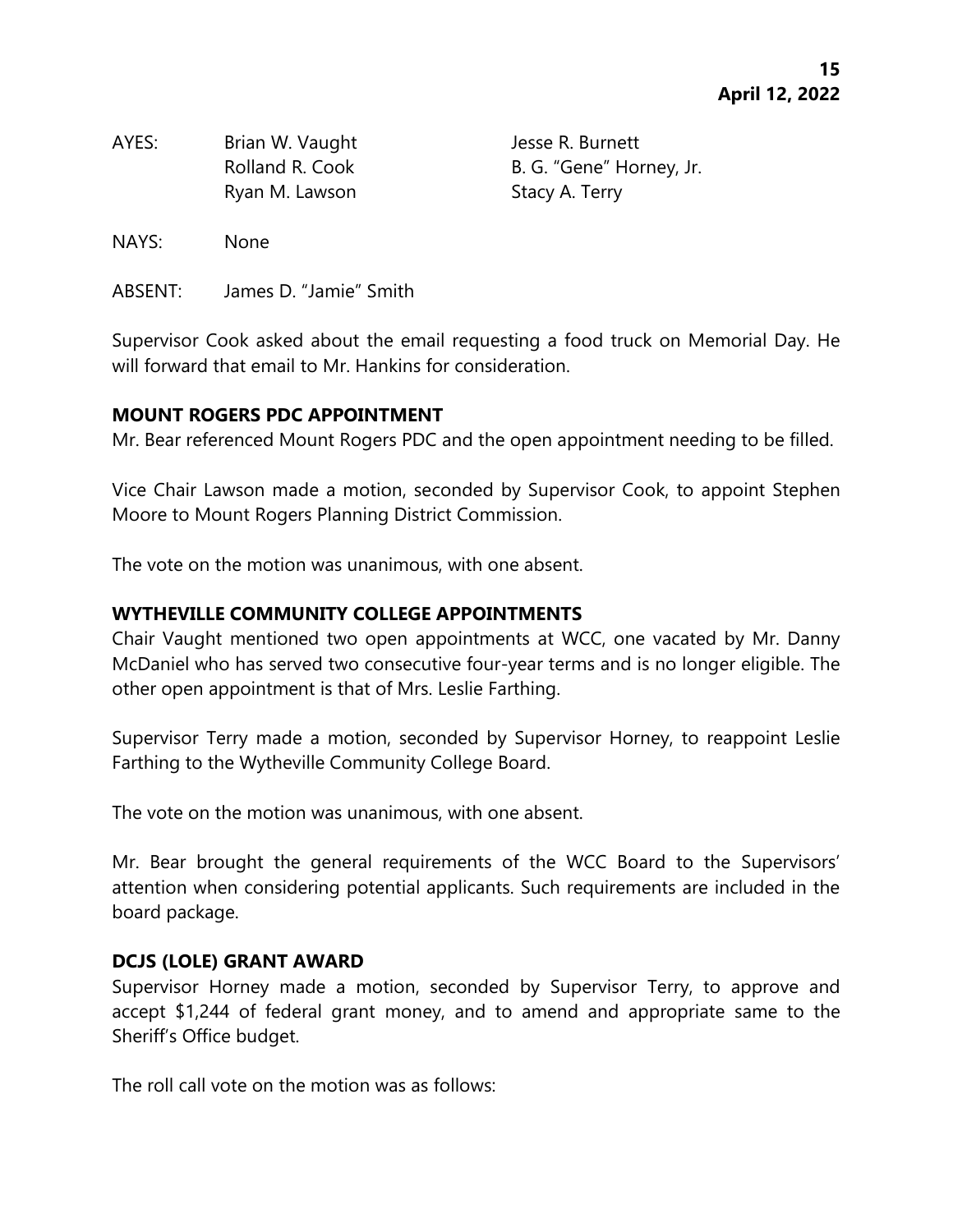| AYES: | Brian W. Vaught | Jesse R. Burnett |
|---|---|---|
| | Rolland R. Cook | B. G. "Gene" Horney, Jr. |
| | Ryan M. Lawson | Stacy A. Terry |

NAYS: None

ABSENT: James D. "Jamie" Smith

Supervisor Cook asked about the email requesting a food truck on Memorial Day. He will forward that email to Mr. Hankins for consideration.

**MOUNT ROGERS PDC APPOINTMENT**

Mr. Bear referenced Mount Rogers PDC and the open appointment needing to be filled.

Vice Chair Lawson made a motion, seconded by Supervisor Cook, to appoint Stephen Moore to Mount Rogers Planning District Commission.

The vote on the motion was unanimous, with one absent.

**WYTHEVILLE COMMUNITY COLLEGE APPOINTMENTS**

Chair Vaught mentioned two open appointments at WCC, one vacated by Mr. Danny McDaniel who has served two consecutive four-year terms and is no longer eligible. The other open appointment is that of Mrs. Leslie Farthing.

Supervisor Terry made a motion, seconded by Supervisor Horney, to reappoint Leslie Farthing to the Wytheville Community College Board.

The vote on the motion was unanimous, with one absent.

Mr. Bear brought the general requirements of the WCC Board to the Supervisors' attention when considering potential applicants. Such requirements are included in the board package.

**DCJS (LOLE) GRANT AWARD**

Supervisor Horney made a motion, seconded by Supervisor Terry, to approve and accept $1,244 of federal grant money, and to amend and appropriate same to the Sheriff's Office budget.

The roll call vote on the motion was as follows: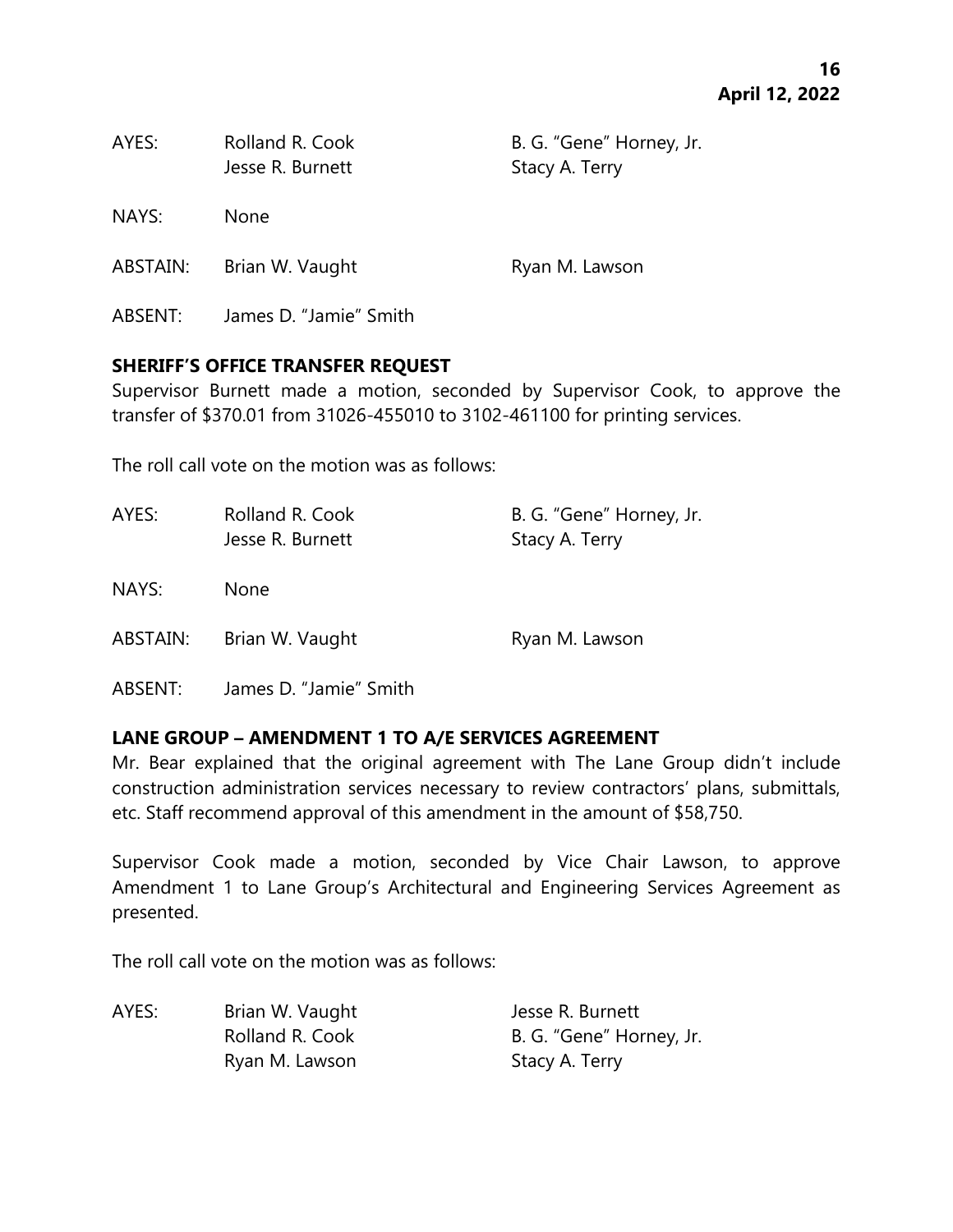| AYES: | Rolland R. Cook | B. G. "Gene" Horney, Jr. |
|---|---|---|
| | Jesse R. Burnett | Stacy A. Terry |
| NAYS: | None | |
| ABSTAIN: | Brian W. Vaught | Ryan M. Lawson |
| ABSENT: | James D. "Jamie" Smith | |

**SHERIFF'S OFFICE TRANSFER REQUEST**

Supervisor Burnett made a motion, seconded by Supervisor Cook, to approve the transfer of $370.01 from 31026-455010 to 3102-461100 for printing services.

The roll call vote on the motion was as follows:

| AYES: | Rolland R. Cook | B. G. "Gene" Horney, Jr. |
|---|---|---|
| | Jesse R. Burnett | Stacy A. Terry |
| NAYS: | None | |
| ABSTAIN: | Brian W. Vaught | Ryan M. Lawson |
| ABSENT: | James D. "Jamie" Smith | |

**LANE GROUP – AMENDMENT 1 TO A/E SERVICES AGREEMENT**

Mr. Bear explained that the original agreement with The Lane Group didn't include construction administration services necessary to review contractors' plans, submittals, etc. Staff recommend approval of this amendment in the amount of $58,750.

Supervisor Cook made a motion, seconded by Vice Chair Lawson, to approve Amendment 1 to Lane Group's Architectural and Engineering Services Agreement as presented.

The roll call vote on the motion was as follows:

| AYES: | Brian W. Vaught | Jesse R. Burnett |
|---|---|---|
| | Rolland R. Cook | B. G. "Gene" Horney, Jr. |
| | Ryan M. Lawson | Stacy A. Terry |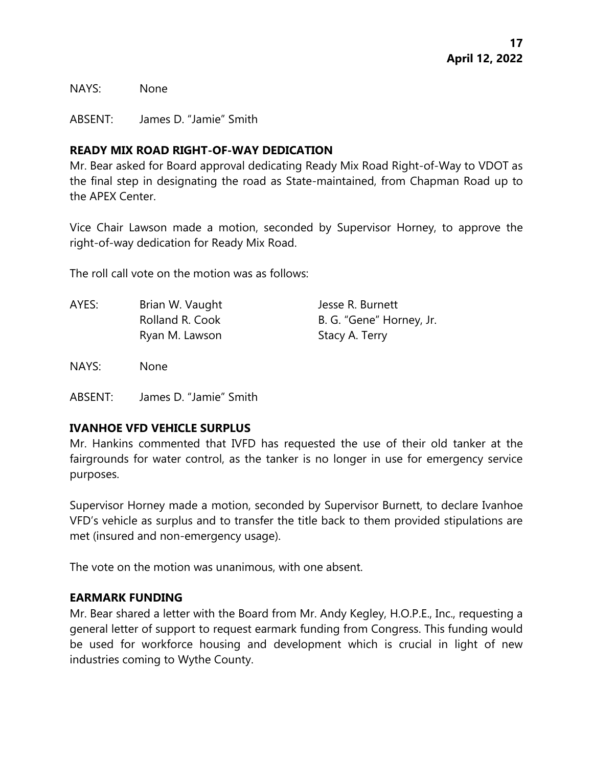NAYS: None

ABSENT: James D. "Jamie" Smith

**READY MIX ROAD RIGHT-OF-WAY DEDICATION**

Mr. Bear asked for Board approval dedicating Ready Mix Road Right-of-Way to VDOT as the final step in designating the road as State-maintained, from Chapman Road up to the APEX Center.

Vice Chair Lawson made a motion, seconded by Supervisor Horney, to approve the right-of-way dedication for Ready Mix Road.

The roll call vote on the motion was as follows:

| AYES: | Brian W. Vaught | Jesse R. Burnett |
|---|---|---|
| | Rolland R. Cook | B. G. "Gene" Horney, Jr. |
| | Ryan M. Lawson | Stacy A. Terry |

NAYS: None

ABSENT: James D. "Jamie" Smith

**IVANHOE VFD VEHICLE SURPLUS**

Mr. Hankins commented that IVFD has requested the use of their old tanker at the fairgrounds for water control, as the tanker is no longer in use for emergency service purposes.

Supervisor Horney made a motion, seconded by Supervisor Burnett, to declare Ivanhoe VFD's vehicle as surplus and to transfer the title back to them provided stipulations are met (insured and non-emergency usage).

The vote on the motion was unanimous, with one absent.

**EARMARK FUNDING**

Mr. Bear shared a letter with the Board from Mr. Andy Kegley, H.O.P.E., Inc., requesting a general letter of support to request earmark funding from Congress. This funding would be used for workforce housing and development which is crucial in light of new industries coming to Wythe County.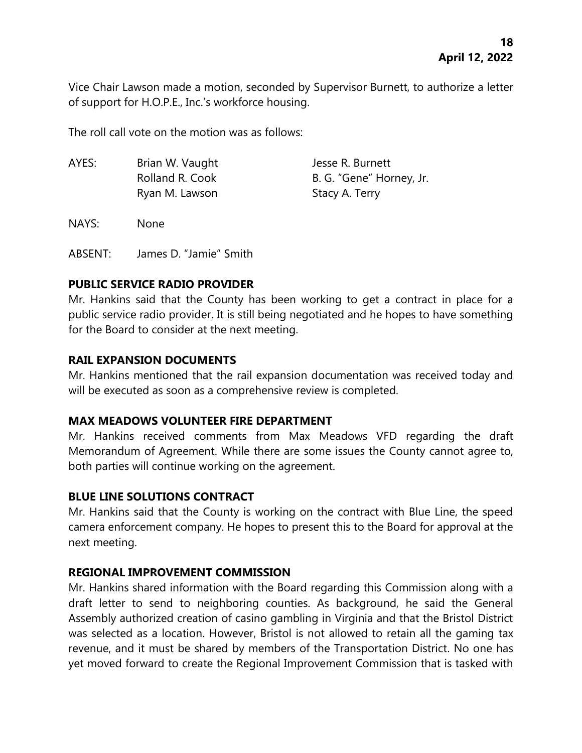Vice Chair Lawson made a motion, seconded by Supervisor Burnett, to authorize a letter of support for H.O.P.E., Inc.'s workforce housing.

The roll call vote on the motion was as follows:

| | | |
|---|---|---|
| AYES: | Brian W. Vaught | Jesse R. Burnett |
| | Rolland R. Cook | B. G. "Gene" Horney, Jr. |
| | Ryan M. Lawson | Stacy A. Terry |
| NAYS: | None | |
| ABSENT: | James D. "Jamie" Smith | |

**PUBLIC SERVICE RADIO PROVIDER**

Mr. Hankins said that the County has been working to get a contract in place for a public service radio provider. It is still being negotiated and he hopes to have something for the Board to consider at the next meeting.

**RAIL EXPANSION DOCUMENTS**

Mr. Hankins mentioned that the rail expansion documentation was received today and will be executed as soon as a comprehensive review is completed.

**MAX MEADOWS VOLUNTEER FIRE DEPARTMENT**

Mr. Hankins received comments from Max Meadows VFD regarding the draft Memorandum of Agreement. While there are some issues the County cannot agree to, both parties will continue working on the agreement.

**BLUE LINE SOLUTIONS CONTRACT**

Mr. Hankins said that the County is working on the contract with Blue Line, the speed camera enforcement company. He hopes to present this to the Board for approval at the next meeting.

**REGIONAL IMPROVEMENT COMMISSION**

Mr. Hankins shared information with the Board regarding this Commission along with a draft letter to send to neighboring counties. As background, he said the General Assembly authorized creation of casino gambling in Virginia and that the Bristol District was selected as a location. However, Bristol is not allowed to retain all the gaming tax revenue, and it must be shared by members of the Transportation District. No one has yet moved forward to create the Regional Improvement Commission that is tasked with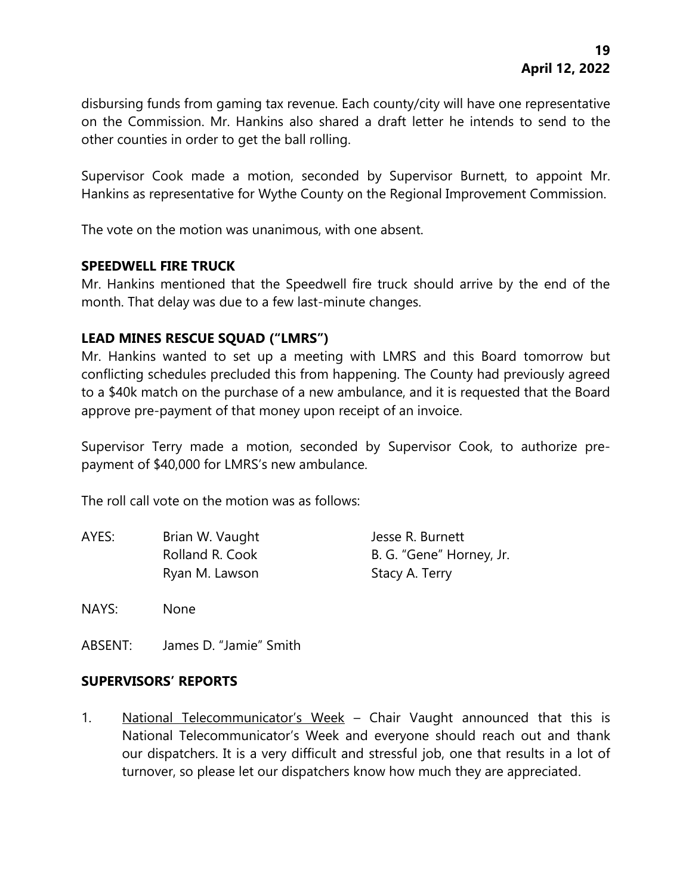disbursing funds from gaming tax revenue. Each county/city will have one representative on the Commission. Mr. Hankins also shared a draft letter he intends to send to the other counties in order to get the ball rolling.

Supervisor Cook made a motion, seconded by Supervisor Burnett, to appoint Mr. Hankins as representative for Wythe County on the Regional Improvement Commission.

The vote on the motion was unanimous, with one absent.

**SPEEDWELL FIRE TRUCK**

Mr. Hankins mentioned that the Speedwell fire truck should arrive by the end of the month. That delay was due to a few last-minute changes.

**LEAD MINES RESCUE SQUAD ("LMRS")**

Mr. Hankins wanted to set up a meeting with LMRS and this Board tomorrow but conflicting schedules precluded this from happening. The County had previously agreed to a $40k match on the purchase of a new ambulance, and it is requested that the Board approve pre-payment of that money upon receipt of an invoice.

Supervisor Terry made a motion, seconded by Supervisor Cook, to authorize pre-payment of $40,000 for LMRS's new ambulance.

The roll call vote on the motion was as follows:

| | | |
|---|---|---|
| AYES: | Brian W. Vaught | Jesse R. Burnett |
| | Rolland R. Cook | B. G. "Gene" Horney, Jr. |
| | Ryan M. Lawson | Stacy A. Terry |
| NAYS: | None | |
| ABSENT: | James D. "Jamie" Smith | |

**SUPERVISORS' REPORTS**

1. National Telecommunicator's Week – Chair Vaught announced that this is National Telecommunicator's Week and everyone should reach out and thank our dispatchers. It is a very difficult and stressful job, one that results in a lot of turnover, so please let our dispatchers know how much they are appreciated.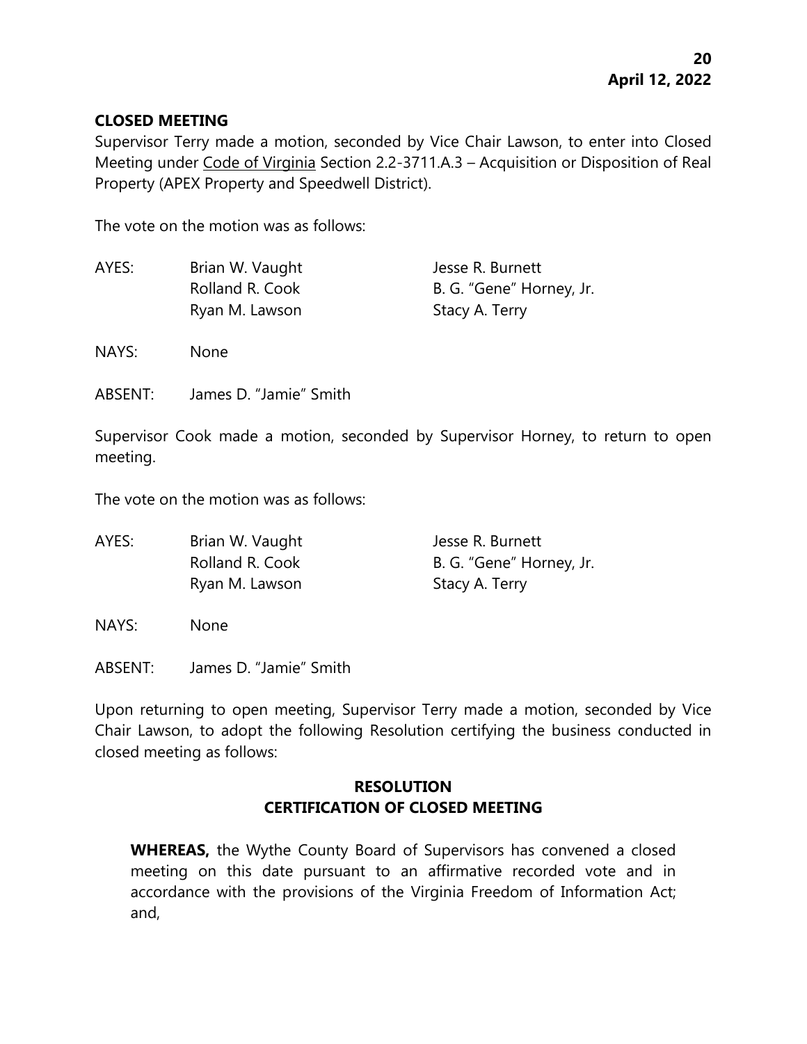**CLOSED MEETING**

Supervisor Terry made a motion, seconded by Vice Chair Lawson, to enter into Closed Meeting under Code of Virginia Section 2.2-3711.A.3 – Acquisition or Disposition of Real Property (APEX Property and Speedwell District).

The vote on the motion was as follows:

AYES: Brian W. Vaught, Jesse R. Burnett, Rolland R. Cook, B. G. "Gene" Horney, Jr., Ryan M. Lawson, Stacy A. Terry

NAYS: None

ABSENT: James D. "Jamie" Smith

Supervisor Cook made a motion, seconded by Supervisor Horney, to return to open meeting.

The vote on the motion was as follows:

AYES: Brian W. Vaught, Jesse R. Burnett, Rolland R. Cook, B. G. "Gene" Horney, Jr., Ryan M. Lawson, Stacy A. Terry

NAYS: None

ABSENT: James D. "Jamie" Smith

Upon returning to open meeting, Supervisor Terry made a motion, seconded by Vice Chair Lawson, to adopt the following Resolution certifying the business conducted in closed meeting as follows:

**RESOLUTION**
**CERTIFICATION OF CLOSED MEETING**

**WHEREAS,** the Wythe County Board of Supervisors has convened a closed meeting on this date pursuant to an affirmative recorded vote and in accordance with the provisions of the Virginia Freedom of Information Act; and,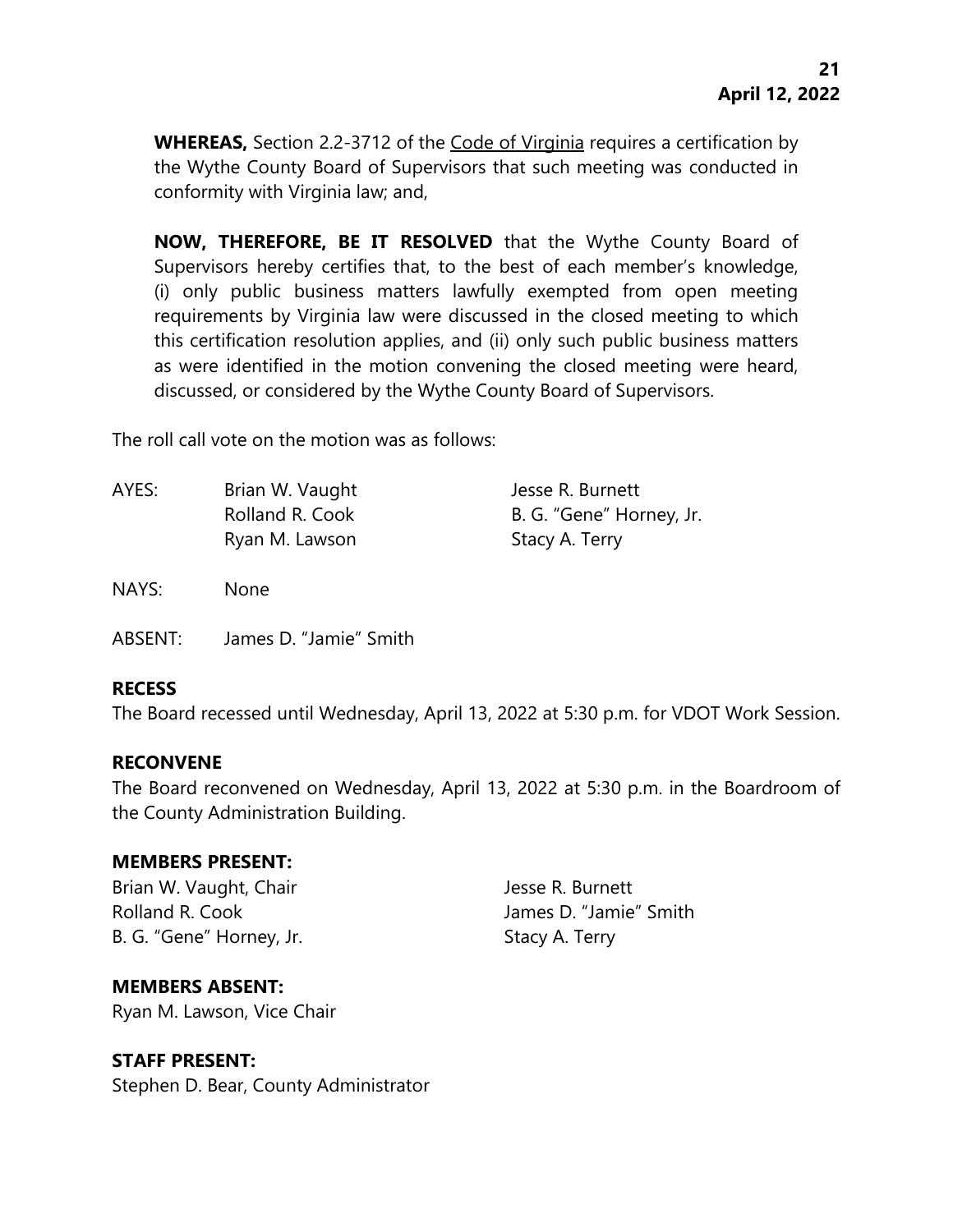**WHEREAS,** Section 2.2-3712 of the Code of Virginia requires a certification by the Wythe County Board of Supervisors that such meeting was conducted in conformity with Virginia law; and,

**NOW, THEREFORE, BE IT RESOLVED** that the Wythe County Board of Supervisors hereby certifies that, to the best of each member's knowledge, (i) only public business matters lawfully exempted from open meeting requirements by Virginia law were discussed in the closed meeting to which this certification resolution applies, and (ii) only such public business matters as were identified in the motion convening the closed meeting were heard, discussed, or considered by the Wythe County Board of Supervisors.

The roll call vote on the motion was as follows:

AYES: Brian W. Vaught, Jesse R. Burnett, Rolland R. Cook, B. G. "Gene" Horney, Jr., Ryan M. Lawson, Stacy A. Terry

NAYS: None

ABSENT: James D. "Jamie" Smith

**RECESS**

The Board recessed until Wednesday, April 13, 2022 at 5:30 p.m. for VDOT Work Session.

**RECONVENE**

The Board reconvened on Wednesday, April 13, 2022 at 5:30 p.m. in the Boardroom of the County Administration Building.

**MEMBERS PRESENT:**

Brian W. Vaught, Chair
Jesse R. Burnett
Rolland R. Cook
James D. "Jamie" Smith
B. G. "Gene" Horney, Jr.
Stacy A. Terry

**MEMBERS ABSENT:**

Ryan M. Lawson, Vice Chair

**STAFF PRESENT:**

Stephen D. Bear, County Administrator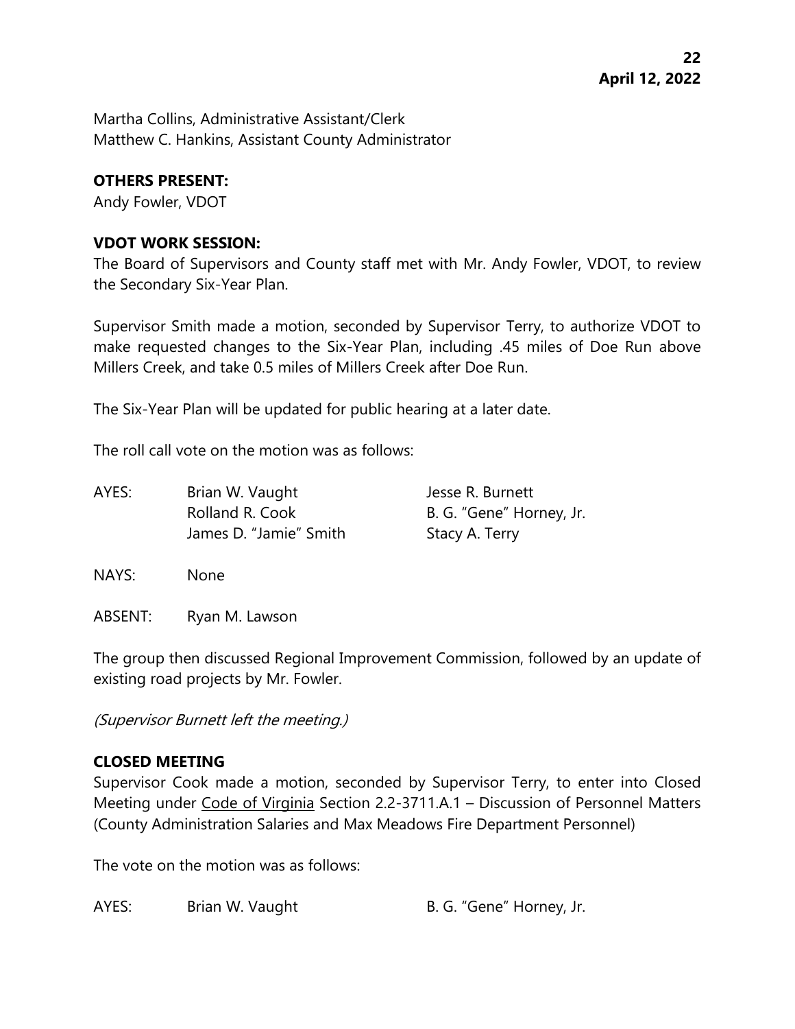Martha Collins, Administrative Assistant/Clerk
Matthew C. Hankins, Assistant County Administrator

**OTHERS PRESENT:**
Andy Fowler, VDOT

**VDOT WORK SESSION:**
The Board of Supervisors and County staff met with Mr. Andy Fowler, VDOT, to review the Secondary Six-Year Plan.

Supervisor Smith made a motion, seconded by Supervisor Terry, to authorize VDOT to make requested changes to the Six-Year Plan, including .45 miles of Doe Run above Millers Creek, and take 0.5 miles of Millers Creek after Doe Run.

The Six-Year Plan will be updated for public hearing at a later date.

The roll call vote on the motion was as follows:

| AYES: | Brian W. Vaught | Jesse R. Burnett |
|---|---|---|
| | Rolland R. Cook | B. G. "Gene" Horney, Jr. |
| | James D. "Jamie" Smith | Stacy A. Terry |

NAYS: None

ABSENT: Ryan M. Lawson

The group then discussed Regional Improvement Commission, followed by an update of existing road projects by Mr. Fowler.

*(Supervisor Burnett left the meeting.)*

**CLOSED MEETING**
Supervisor Cook made a motion, seconded by Supervisor Terry, to enter into Closed Meeting under Code of Virginia Section 2.2-3711.A.1 – Discussion of Personnel Matters (County Administration Salaries and Max Meadows Fire Department Personnel)

The vote on the motion was as follows:

AYES: Brian W. Vaught B. G. "Gene" Horney, Jr.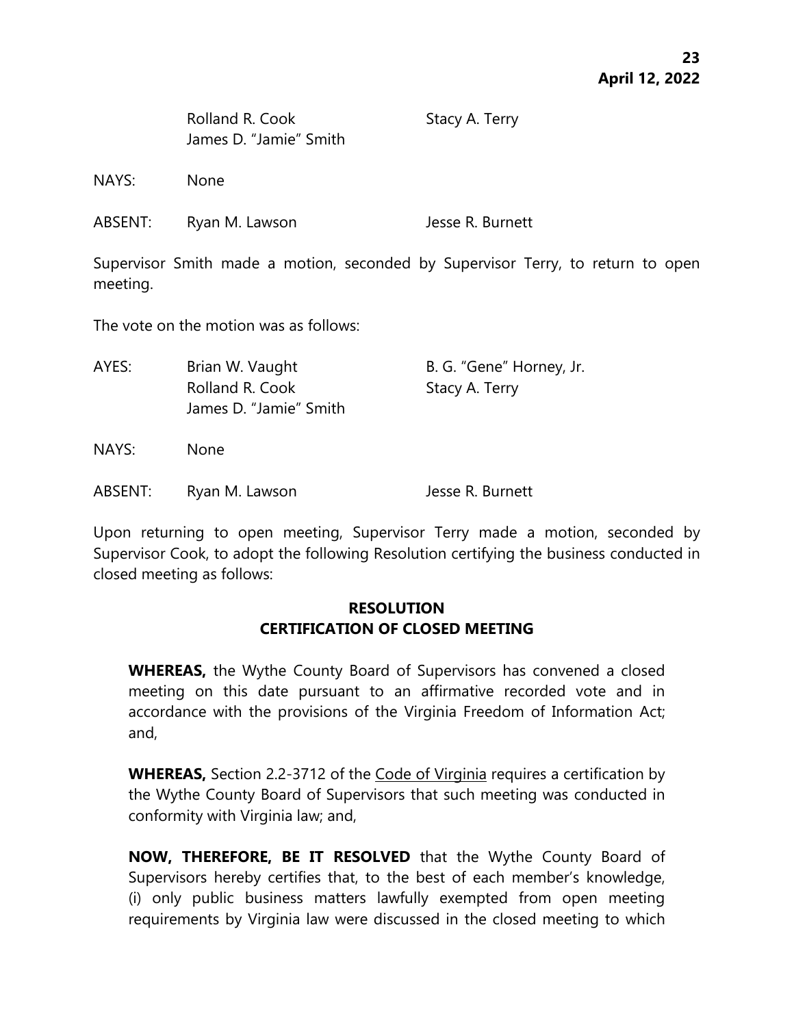| | | |
|---|---|---|
| | Rolland R. Cook | Stacy A. Terry |
| | James D. "Jamie" Smith | |
| NAYS: | None | |
| ABSENT: | Ryan M. Lawson | Jesse R. Burnett |

Supervisor Smith made a motion, seconded by Supervisor Terry, to return to open meeting.

The vote on the motion was as follows:

| | | |
|---|---|---|
| AYES: | Brian W. Vaught | B. G. "Gene" Horney, Jr. |
| | Rolland R. Cook | Stacy A. Terry |
| | James D. "Jamie" Smith | |
| NAYS: | None | |
| ABSENT: | Ryan M. Lawson | Jesse R. Burnett |

Upon returning to open meeting, Supervisor Terry made a motion, seconded by Supervisor Cook, to adopt the following Resolution certifying the business conducted in closed meeting as follows:

**RESOLUTION**
**CERTIFICATION OF CLOSED MEETING**

**WHEREAS,** the Wythe County Board of Supervisors has convened a closed meeting on this date pursuant to an affirmative recorded vote and in accordance with the provisions of the Virginia Freedom of Information Act; and,

**WHEREAS,** Section 2.2-3712 of the Code of Virginia requires a certification by the Wythe County Board of Supervisors that such meeting was conducted in conformity with Virginia law; and,

**NOW, THEREFORE, BE IT RESOLVED** that the Wythe County Board of Supervisors hereby certifies that, to the best of each member's knowledge, (i) only public business matters lawfully exempted from open meeting requirements by Virginia law were discussed in the closed meeting to which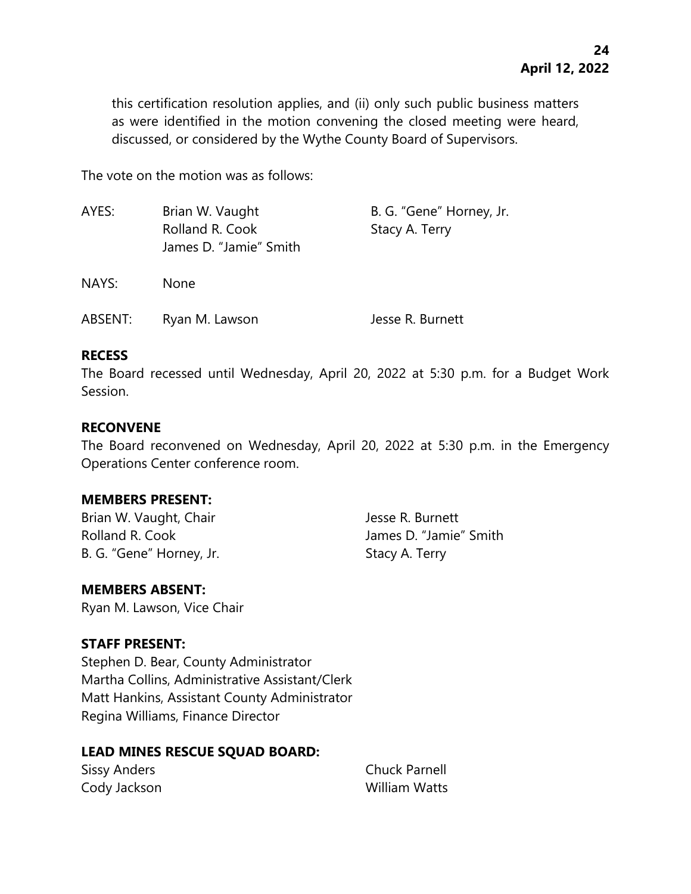this certification resolution applies, and (ii) only such public business matters as were identified in the motion convening the closed meeting were heard, discussed, or considered by the Wythe County Board of Supervisors.

The vote on the motion was as follows:

AYES: Brian W. Vaught, B. G. "Gene" Horney, Jr., Rolland R. Cook, Stacy A. Terry, James D. "Jamie" Smith

NAYS: None

ABSENT: Ryan M. Lawson, Jesse R. Burnett

**RECESS**

The Board recessed until Wednesday, April 20, 2022 at 5:30 p.m. for a Budget Work Session.

**RECONVENE**

The Board reconvened on Wednesday, April 20, 2022 at 5:30 p.m. in the Emergency Operations Center conference room.

**MEMBERS PRESENT:**

Brian W. Vaught, Chair
Rolland R. Cook
B. G. "Gene" Horney, Jr.
Jesse R. Burnett
James D. "Jamie" Smith
Stacy A. Terry

**MEMBERS ABSENT:**

Ryan M. Lawson, Vice Chair

**STAFF PRESENT:**

Stephen D. Bear, County Administrator
Martha Collins, Administrative Assistant/Clerk
Matt Hankins, Assistant County Administrator
Regina Williams, Finance Director

**LEAD MINES RESCUE SQUAD BOARD:**

Sissy Anders
Cody Jackson
Chuck Parnell
William Watts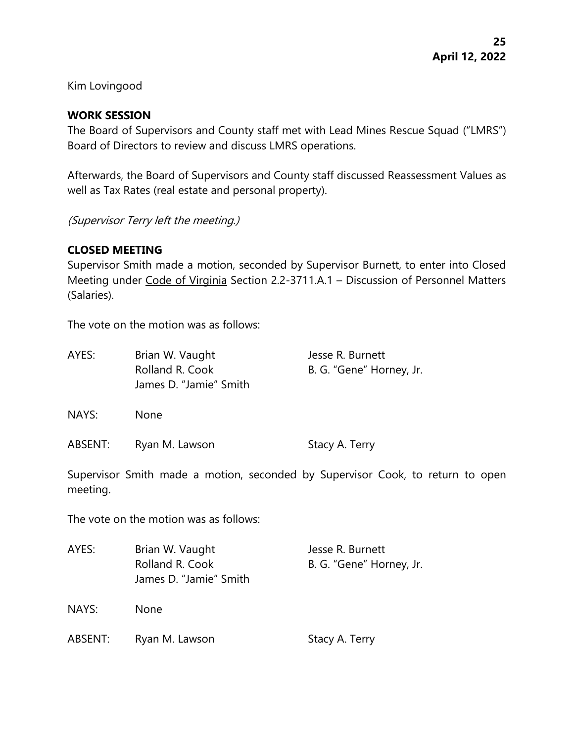Kim Lovingood

**WORK SESSION**

The Board of Supervisors and County staff met with Lead Mines Rescue Squad ("LMRS") Board of Directors to review and discuss LMRS operations.

Afterwards, the Board of Supervisors and County staff discussed Reassessment Values as well as Tax Rates (real estate and personal property).

*(Supervisor Terry left the meeting.)*

**CLOSED MEETING**

Supervisor Smith made a motion, seconded by Supervisor Burnett, to enter into Closed Meeting under Code of Virginia Section 2.2-3711.A.1 – Discussion of Personnel Matters (Salaries).

The vote on the motion was as follows:

| | | |
|---|---|---|
| AYES: | Brian W. Vaught | Jesse R. Burnett |
| | Rolland R. Cook | B. G. "Gene" Horney, Jr. |
| | James D. "Jamie" Smith | |
| NAYS: | None | |
| ABSENT: | Ryan M. Lawson | Stacy A. Terry |

Supervisor Smith made a motion, seconded by Supervisor Cook, to return to open meeting.

The vote on the motion was as follows:

| | | |
|---|---|---|
| AYES: | Brian W. Vaught | Jesse R. Burnett |
| | Rolland R. Cook | B. G. "Gene" Horney, Jr. |
| | James D. "Jamie" Smith | |
| NAYS: | None | |
| ABSENT: | Ryan M. Lawson | Stacy A. Terry |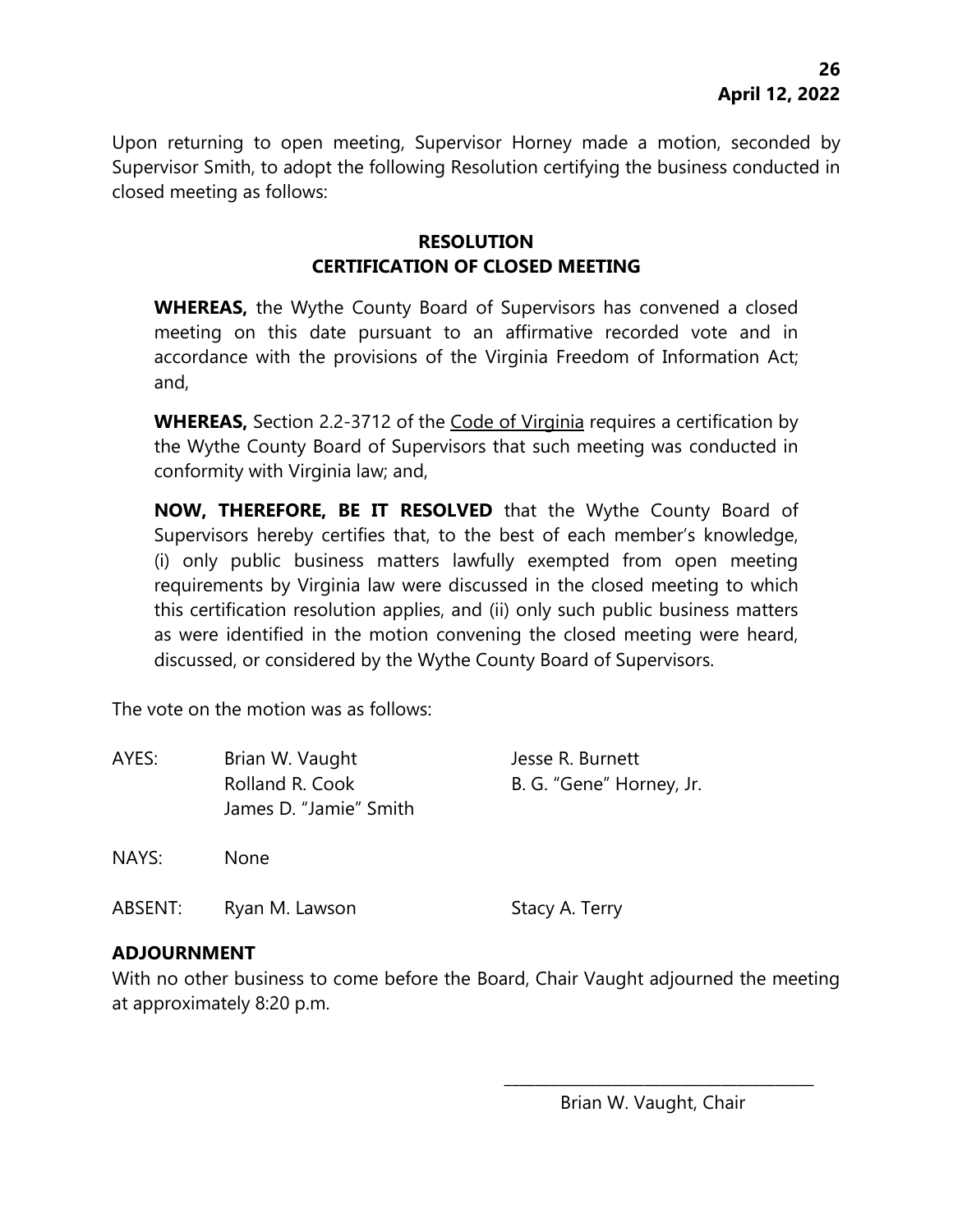Upon returning to open meeting, Supervisor Horney made a motion, seconded by Supervisor Smith, to adopt the following Resolution certifying the business conducted in closed meeting as follows:

**RESOLUTION**
**CERTIFICATION OF CLOSED MEETING**

**WHEREAS,** the Wythe County Board of Supervisors has convened a closed meeting on this date pursuant to an affirmative recorded vote and in accordance with the provisions of the Virginia Freedom of Information Act; and,

**WHEREAS,** Section 2.2-3712 of the Code of Virginia requires a certification by the Wythe County Board of Supervisors that such meeting was conducted in conformity with Virginia law; and,

**NOW, THEREFORE, BE IT RESOLVED** that the Wythe County Board of Supervisors hereby certifies that, to the best of each member's knowledge, (i) only public business matters lawfully exempted from open meeting requirements by Virginia law were discussed in the closed meeting to which this certification resolution applies, and (ii) only such public business matters as were identified in the motion convening the closed meeting were heard, discussed, or considered by the Wythe County Board of Supervisors.

The vote on the motion was as follows:

| | | |
|---|---|---|
| AYES: | Brian W. Vaught | Jesse R. Burnett |
| | Rolland R. Cook | B. G. "Gene" Horney, Jr. |
| | James D. "Jamie" Smith | |
| NAYS: | None | |
| ABSENT: | Ryan M. Lawson | Stacy A. Terry |

**ADJOURNMENT**

With no other business to come before the Board, Chair Vaught adjourned the meeting at approximately 8:20 p.m.

\_\_\_\_\_\_\_\_\_\_\_\_\_\_\_\_\_\_\_\_\_\_\_\_\_\_\_\_\_\_\_\_\_\_\_

Brian W. Vaught, Chair